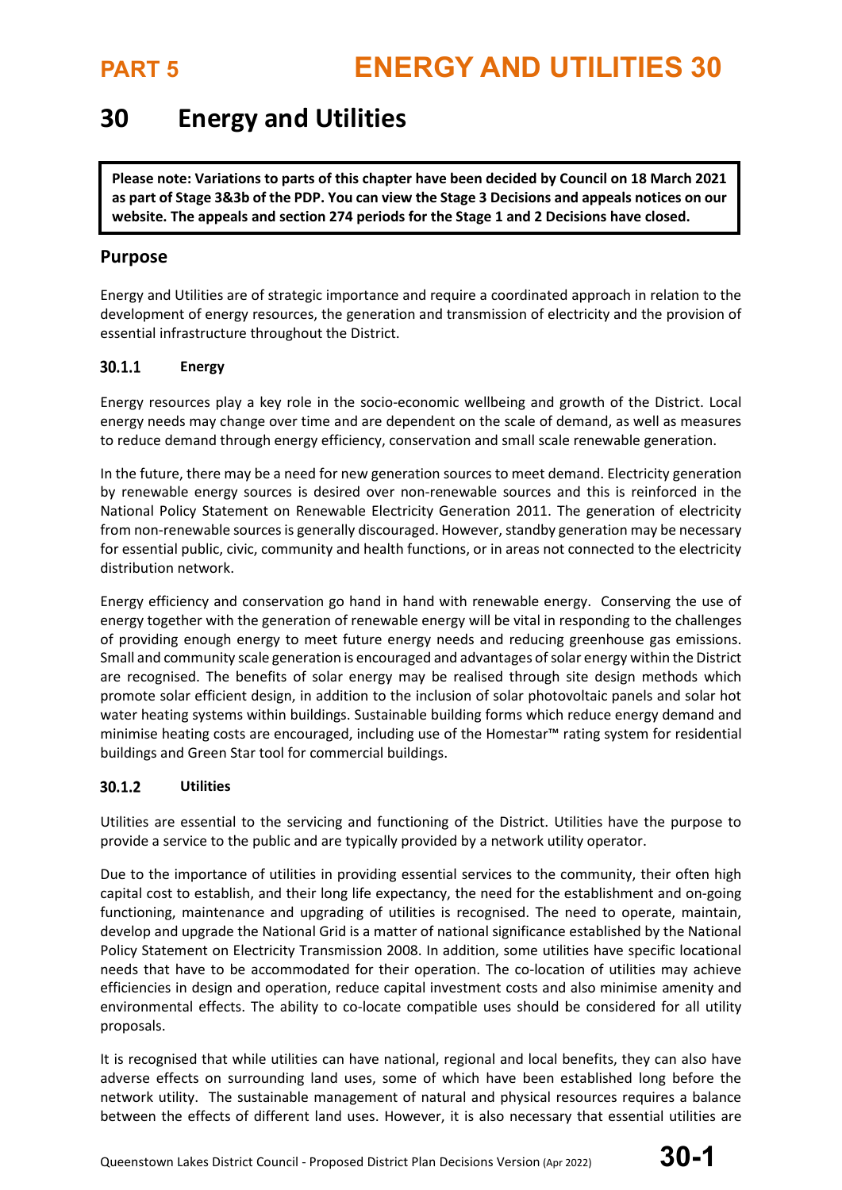# 30 Energy and Utilities

**Please note: Variations to parts of this chapter have been decided by Council on 18 March 2021 as part of Stage 3&3b of the PDP. You can view the Stage 3 Decisions and appeals notices on our website. The appeals and section 274 periods for the Stage 1 and 2 Decisions have closed.**

## Purpose

Energy and Utilities are of strategic importance and require a coordinated approach in relation to the development of energy resources, the generation and transmission of electricity and the provision of essential infrastructure throughout the District.

### 30.1.1 Energy

Energy resources play a key role in the socio-economic wellbeing and growth of the District. Local energy needs may change over time and are dependent on the scale of demand, as well as measures to reduce demand through energy efficiency, conservation and small scale renewable generation.

In the future, there may be a need for new generation sources to meet demand. Electricity generation by renewable energy sources is desired over non-renewable sources and this is reinforced in the National Policy Statement on Renewable Electricity Generation 2011. The generation of electricity from non-renewable sources is generally discouraged. However, standby generation may be necessary for essential public, civic, community and health functions, or in areas not connected to the electricity distribution network.

Energy efficiency and conservation go hand in hand with renewable energy. Conserving the use of energy together with the generation of renewable energy will be vital in responding to the challenges of providing enough energy to meet future energy needs and reducing greenhouse gas emissions. Small and community scale generation is encouraged and advantages of solar energy within the District are recognised. The benefits of solar energy may be realised through site design methods which promote solar efficient design, in addition to the inclusion of solar photovoltaic panels and solar hot water heating systems within buildings. Sustainable building forms which reduce energy demand and minimise heating costs are encouraged, including use of the Homestar™ rating system for residential buildings and Green Star tool for commercial buildings.

### 30.1.2 Utilities

Utilities are essential to the servicing and functioning of the District. Utilities have the purpose to provide a service to the public and are typically provided by a network utility operator.

Due to the importance of utilities in providing essential services to the community, their often high capital cost to establish, and their long life expectancy, the need for the establishment and on-going functioning, maintenance and upgrading of utilities is recognised. The need to operate, maintain, develop and upgrade the National Grid is a matter of national significance established by the National Policy Statement on Electricity Transmission 2008. In addition, some utilities have specific locational needs that have to be accommodated for their operation. The co-location of utilities may achieve efficiencies in design and operation, reduce capital investment costs and also minimise amenity and environmental effects. The ability to co-locate compatible uses should be considered for all utility proposals.

It is recognised that while utilities can have national, regional and local benefits, they can also have adverse effects on surrounding land uses, some of which have been established long before the network utility. The sustainable management of natural and physical resources requires a balance between the effects of different land uses. However, it is also necessary that essential utilities are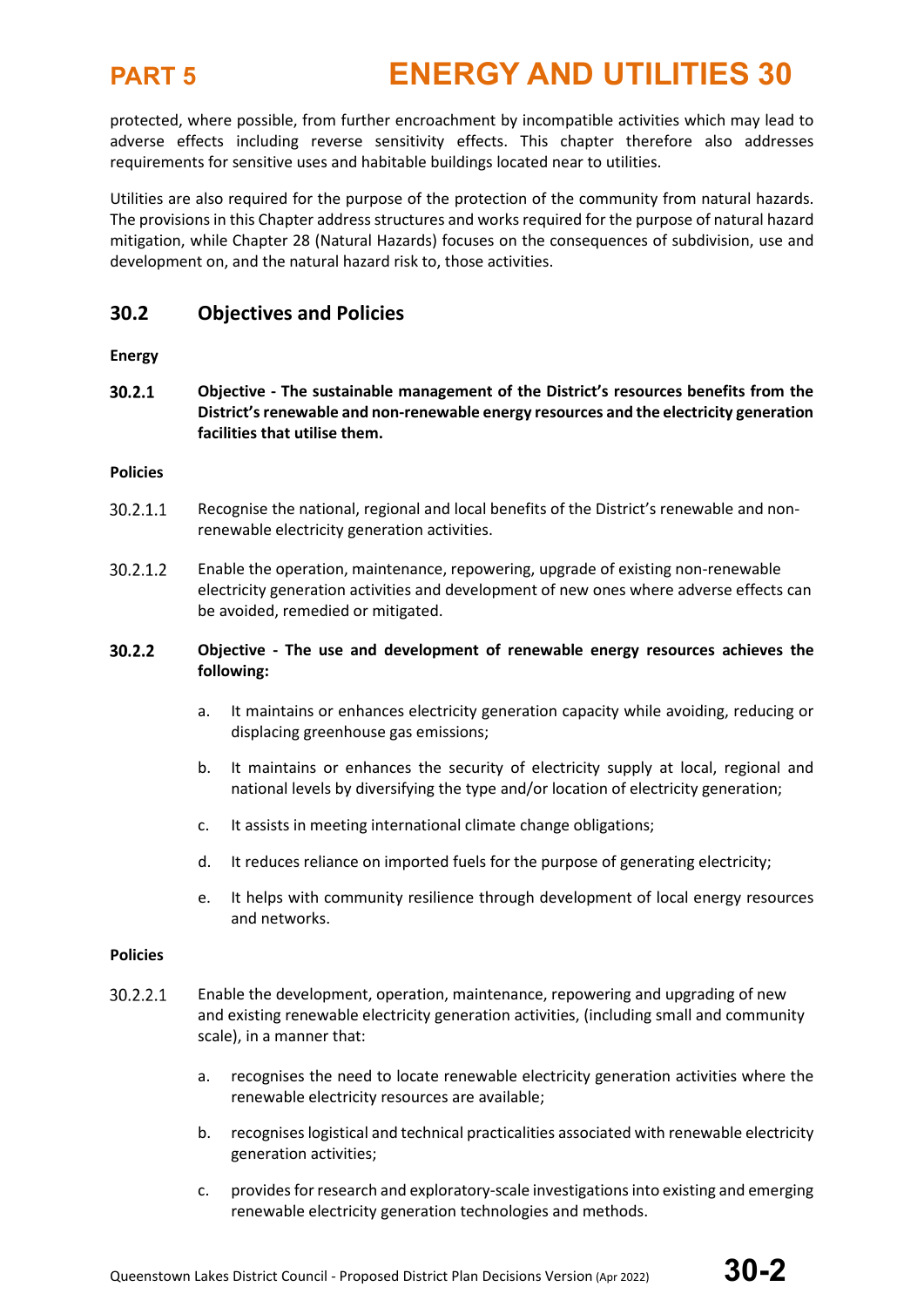protected, where possible, from further encroachment by incompatible activities which may lead to adverse effects including reverse sensitivity effects. This chapter therefore also addresses requirements for sensitive uses and habitable buildings located near to utilities.

Utilities are also required for the purpose of the protection of the community from natural hazards. The provisions in this Chapter address structures and works required for the purpose of natural hazard mitigation, while Chapter 28 (Natural Hazards) focuses on the consequences of subdivision, use and development on, and the natural hazard risk to, those activities.

## 30.2 Objectives and Policies

**Energy**

**30.2.1 Objective - The sustainable management of the District's resources benefits from the District's renewable and non-renewable energy resources and the electricity generation facilities that utilise them.**

**Policies**

30.2.1.1 Recognise the national, regional and local benefits of the District's renewable and non-renewable electricity generation activities.

30.2.1.2 Enable the operation, maintenance, repowering, upgrade of existing non-renewable electricity generation activities and development of new ones where adverse effects can be avoided, remedied or mitigated.

**30.2.2 Objective - The use and development of renewable energy resources achieves the following:**

a. It maintains or enhances electricity generation capacity while avoiding, reducing or displacing greenhouse gas emissions;

b. It maintains or enhances the security of electricity supply at local, regional and national levels by diversifying the type and/or location of electricity generation;

c. It assists in meeting international climate change obligations;

d. It reduces reliance on imported fuels for the purpose of generating electricity;

e. It helps with community resilience through development of local energy resources and networks.

**Policies**

30.2.2.1 Enable the development, operation, maintenance, repowering and upgrading of new and existing renewable electricity generation activities, (including small and community scale), in a manner that:

a. recognises the need to locate renewable electricity generation activities where the renewable electricity resources are available;

b. recognises logistical and technical practicalities associated with renewable electricity generation activities;

c. provides for research and exploratory-scale investigations into existing and emerging renewable electricity generation technologies and methods.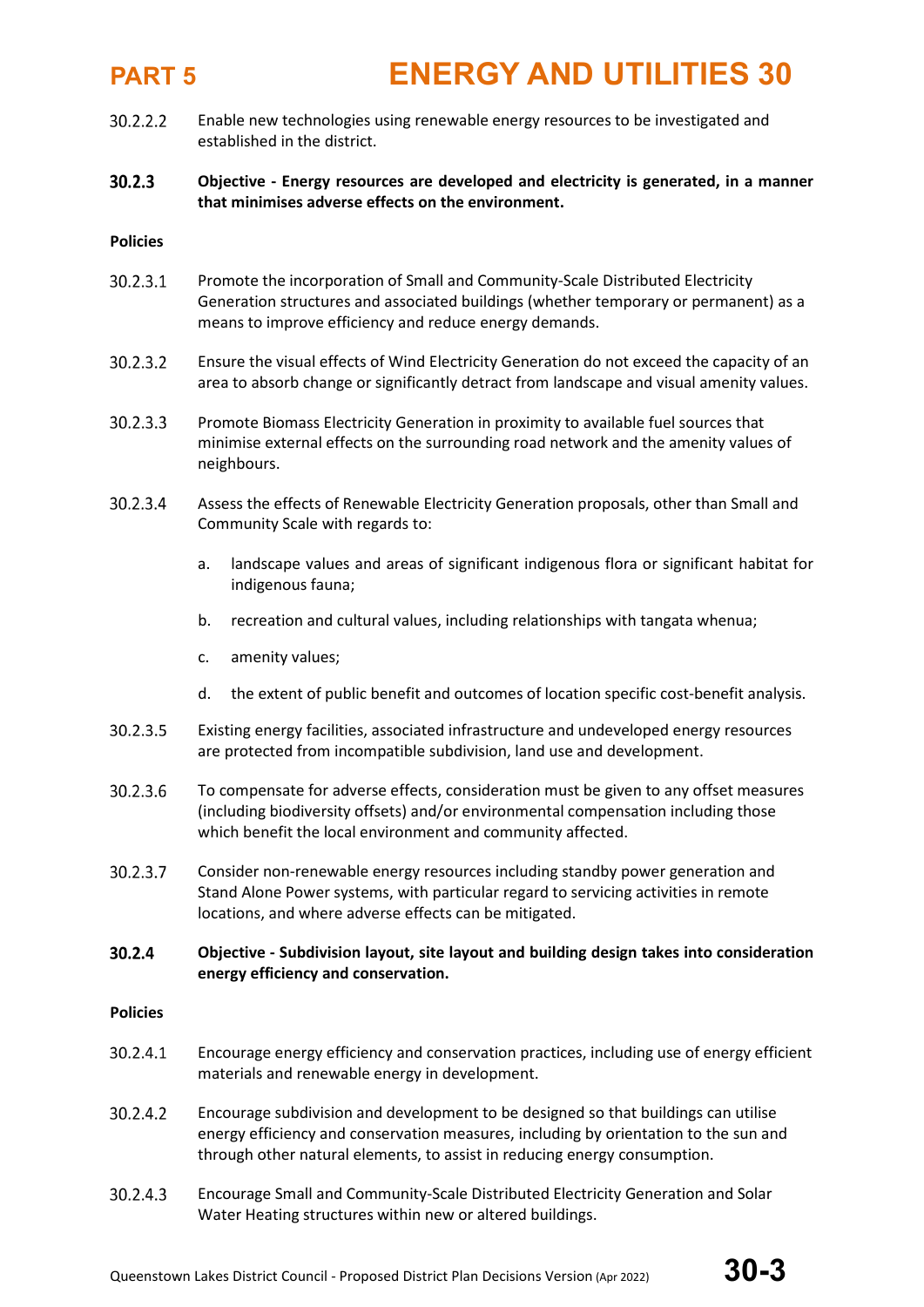30.2.2.2 Enable new technologies using renewable energy resources to be investigated and established in the district.

**30.2.3 Objective - Energy resources are developed and electricity is generated, in a manner that minimises adverse effects on the environment.**

**Policies**

30.2.3.1 Promote the incorporation of Small and Community-Scale Distributed Electricity Generation structures and associated buildings (whether temporary or permanent) as a means to improve efficiency and reduce energy demands.

30.2.3.2 Ensure the visual effects of Wind Electricity Generation do not exceed the capacity of an area to absorb change or significantly detract from landscape and visual amenity values.

30.2.3.3 Promote Biomass Electricity Generation in proximity to available fuel sources that minimise external effects on the surrounding road network and the amenity values of neighbours.

30.2.3.4 Assess the effects of Renewable Electricity Generation proposals, other than Small and Community Scale with regards to:

a. landscape values and areas of significant indigenous flora or significant habitat for indigenous fauna;

b. recreation and cultural values, including relationships with tangata whenua;

c. amenity values;

d. the extent of public benefit and outcomes of location specific cost-benefit analysis.

30.2.3.5 Existing energy facilities, associated infrastructure and undeveloped energy resources are protected from incompatible subdivision, land use and development.

30.2.3.6 To compensate for adverse effects, consideration must be given to any offset measures (including biodiversity offsets) and/or environmental compensation including those which benefit the local environment and community affected.

30.2.3.7 Consider non-renewable energy resources including standby power generation and Stand Alone Power systems, with particular regard to servicing activities in remote locations, and where adverse effects can be mitigated.

**30.2.4 Objective - Subdivision layout, site layout and building design takes into consideration energy efficiency and conservation.**

**Policies**

30.2.4.1 Encourage energy efficiency and conservation practices, including use of energy efficient materials and renewable energy in development.

30.2.4.2 Encourage subdivision and development to be designed so that buildings can utilise energy efficiency and conservation measures, including by orientation to the sun and through other natural elements, to assist in reducing energy consumption.

30.2.4.3 Encourage Small and Community-Scale Distributed Electricity Generation and Solar Water Heating structures within new or altered buildings.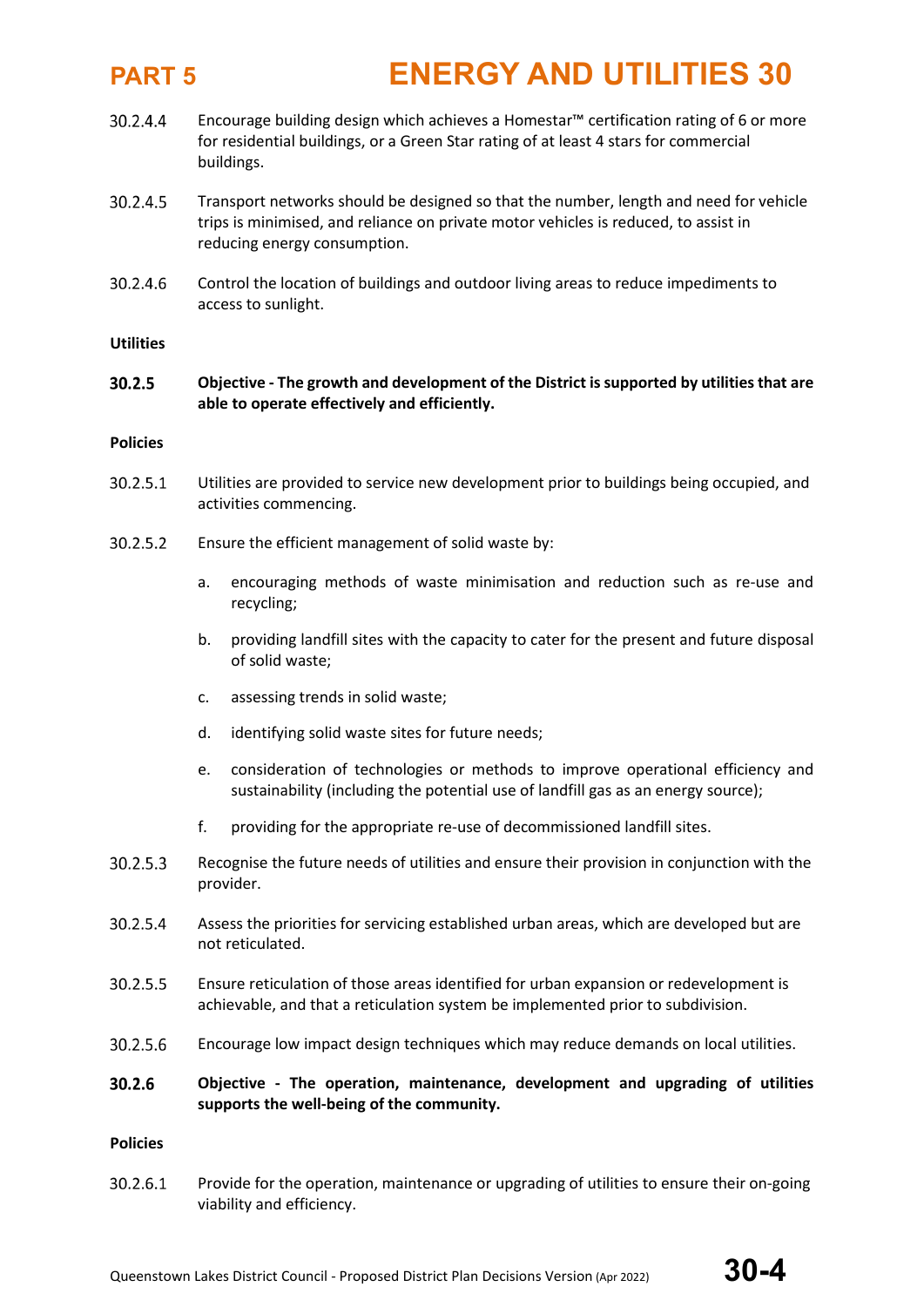30.2.4.4 Encourage building design which achieves a Homestar™ certification rating of 6 or more for residential buildings, or a Green Star rating of at least 4 stars for commercial buildings.

30.2.4.5 Transport networks should be designed so that the number, length and need for vehicle trips is minimised, and reliance on private motor vehicles is reduced, to assist in reducing energy consumption.

30.2.4.6 Control the location of buildings and outdoor living areas to reduce impediments to access to sunlight.

**Utilities**

**30.2.5 Objective - The growth and development of the District is supported by utilities that are able to operate effectively and efficiently.**

**Policies**

30.2.5.1 Utilities are provided to service new development prior to buildings being occupied, and activities commencing.

30.2.5.2 Ensure the efficient management of solid waste by:

a. encouraging methods of waste minimisation and reduction such as re-use and recycling;

b. providing landfill sites with the capacity to cater for the present and future disposal of solid waste;

c. assessing trends in solid waste;

d. identifying solid waste sites for future needs;

e. consideration of technologies or methods to improve operational efficiency and sustainability (including the potential use of landfill gas as an energy source);

f. providing for the appropriate re-use of decommissioned landfill sites.

30.2.5.3 Recognise the future needs of utilities and ensure their provision in conjunction with the provider.

30.2.5.4 Assess the priorities for servicing established urban areas, which are developed but are not reticulated.

30.2.5.5 Ensure reticulation of those areas identified for urban expansion or redevelopment is achievable, and that a reticulation system be implemented prior to subdivision.

30.2.5.6 Encourage low impact design techniques which may reduce demands on local utilities.

**30.2.6 Objective - The operation, maintenance, development and upgrading of utilities supports the well-being of the community.**

**Policies**

30.2.6.1 Provide for the operation, maintenance or upgrading of utilities to ensure their on-going viability and efficiency.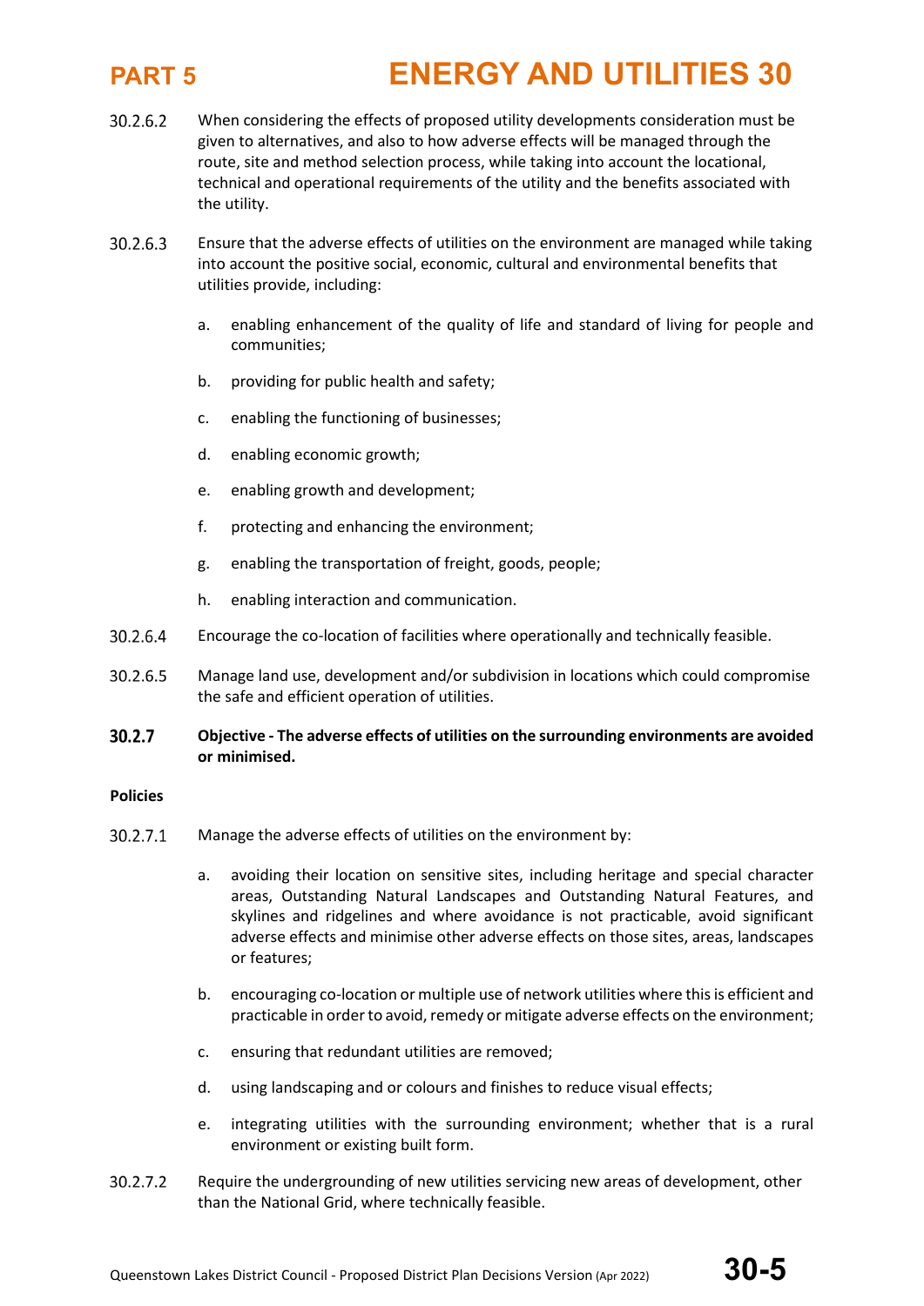30.2.6.2 When considering the effects of proposed utility developments consideration must be given to alternatives, and also to how adverse effects will be managed through the route, site and method selection process, while taking into account the locational, technical and operational requirements of the utility and the benefits associated with the utility.

30.2.6.3 Ensure that the adverse effects of utilities on the environment are managed while taking into account the positive social, economic, cultural and environmental benefits that utilities provide, including:

- a. enabling enhancement of the quality of life and standard of living for people and communities;
- b. providing for public health and safety;
- c. enabling the functioning of businesses;
- d. enabling economic growth;
- e. enabling growth and development;
- f. protecting and enhancing the environment;
- g. enabling the transportation of freight, goods, people;
- h. enabling interaction and communication.

30.2.6.4 Encourage the co-location of facilities where operationally and technically feasible.

30.2.6.5 Manage land use, development and/or subdivision in locations which could compromise the safe and efficient operation of utilities.

### 30.2.7 Objective - The adverse effects of utilities on the surrounding environments are avoided or minimised.

**Policies**

30.2.7.1 Manage the adverse effects of utilities on the environment by:

- a. avoiding their location on sensitive sites, including heritage and special character areas, Outstanding Natural Landscapes and Outstanding Natural Features, and skylines and ridgelines and where avoidance is not practicable, avoid significant adverse effects and minimise other adverse effects on those sites, areas, landscapes or features;
- b. encouraging co-location or multiple use of network utilities where this is efficient and practicable in order to avoid, remedy or mitigate adverse effects on the environment;
- c. ensuring that redundant utilities are removed;
- d. using landscaping and or colours and finishes to reduce visual effects;
- e. integrating utilities with the surrounding environment; whether that is a rural environment or existing built form.

30.2.7.2 Require the undergrounding of new utilities servicing new areas of development, other than the National Grid, where technically feasible.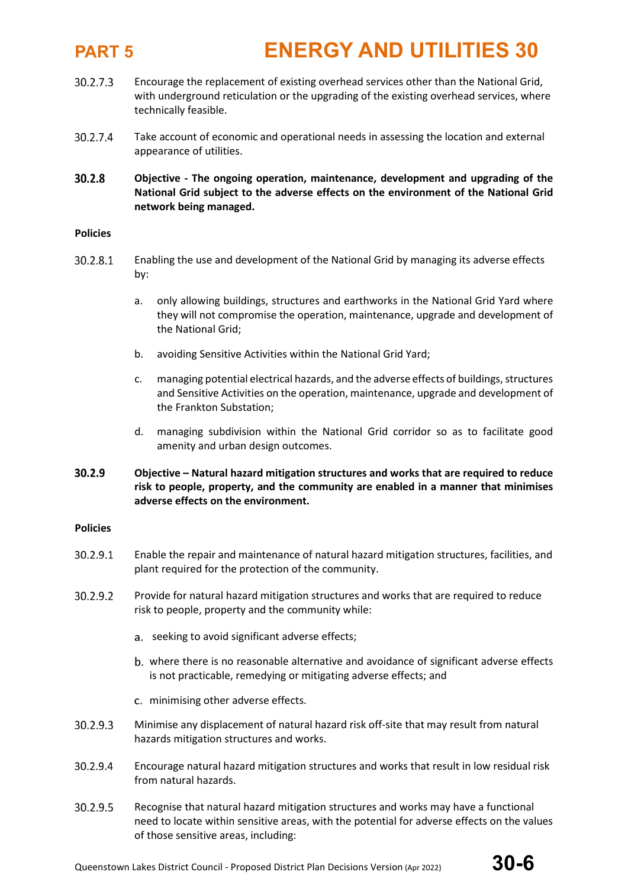30.2.7.3 Encourage the replacement of existing overhead services other than the National Grid, with underground reticulation or the upgrading of the existing overhead services, where technically feasible.

30.2.7.4 Take account of economic and operational needs in assessing the location and external appearance of utilities.

**30.2.8 Objective - The ongoing operation, maintenance, development and upgrading of the National Grid subject to the adverse effects on the environment of the National Grid network being managed.**

**Policies**

30.2.8.1 Enabling the use and development of the National Grid by managing its adverse effects by:

a. only allowing buildings, structures and earthworks in the National Grid Yard where they will not compromise the operation, maintenance, upgrade and development of the National Grid;

b. avoiding Sensitive Activities within the National Grid Yard;

c. managing potential electrical hazards, and the adverse effects of buildings, structures and Sensitive Activities on the operation, maintenance, upgrade and development of the Frankton Substation;

d. managing subdivision within the National Grid corridor so as to facilitate good amenity and urban design outcomes.

**30.2.9 Objective – Natural hazard mitigation structures and works that are required to reduce risk to people, property, and the community are enabled in a manner that minimises adverse effects on the environment.**

**Policies**

30.2.9.1 Enable the repair and maintenance of natural hazard mitigation structures, facilities, and plant required for the protection of the community.

30.2.9.2 Provide for natural hazard mitigation structures and works that are required to reduce risk to people, property and the community while:

a. seeking to avoid significant adverse effects;

b. where there is no reasonable alternative and avoidance of significant adverse effects is not practicable, remedying or mitigating adverse effects; and

c. minimising other adverse effects.

30.2.9.3 Minimise any displacement of natural hazard risk off-site that may result from natural hazards mitigation structures and works.

30.2.9.4 Encourage natural hazard mitigation structures and works that result in low residual risk from natural hazards.

30.2.9.5 Recognise that natural hazard mitigation structures and works may have a functional need to locate within sensitive areas, with the potential for adverse effects on the values of those sensitive areas, including: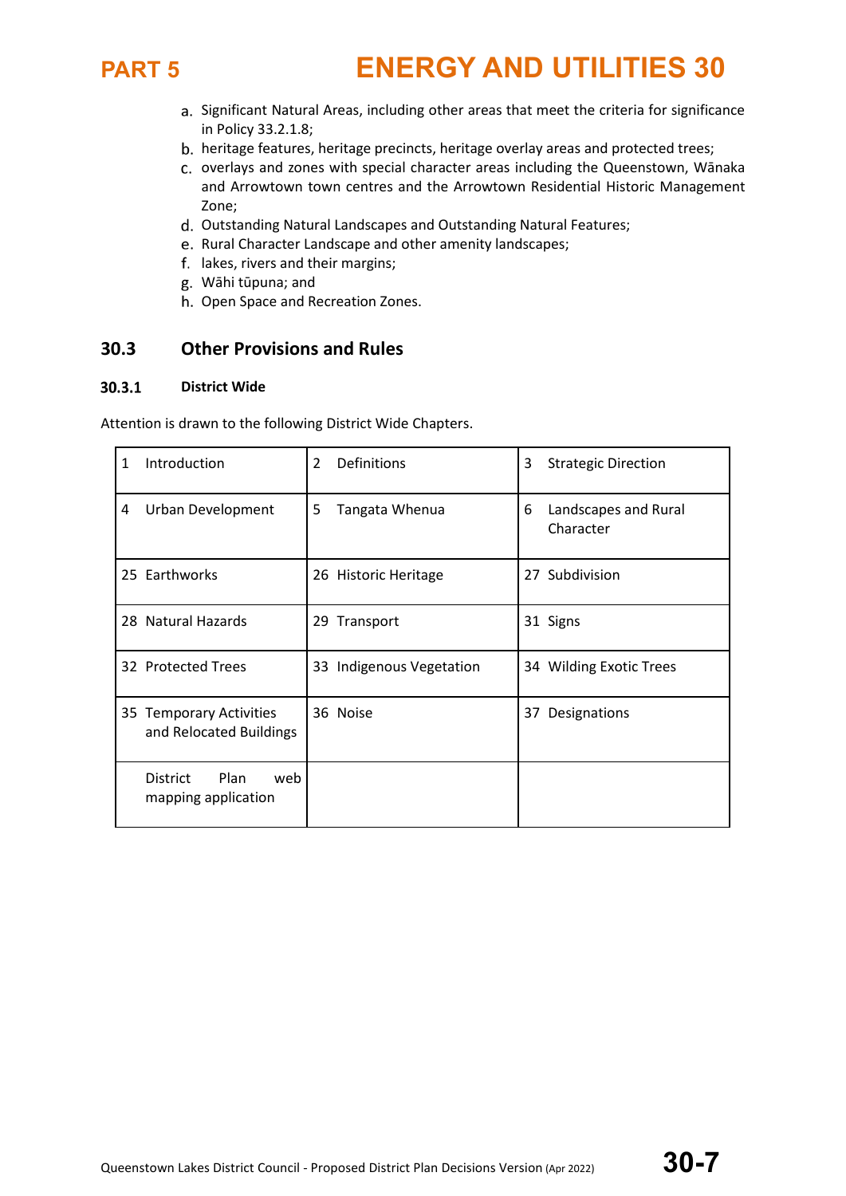a. Significant Natural Areas, including other areas that meet the criteria for significance in Policy 33.2.1.8;
b. heritage features, heritage precincts, heritage overlay areas and protected trees;
c. overlays and zones with special character areas including the Queenstown, Wānaka and Arrowtown town centres and the Arrowtown Residential Historic Management Zone;
d. Outstanding Natural Landscapes and Outstanding Natural Features;
e. Rural Character Landscape and other amenity landscapes;
f. lakes, rivers and their margins;
g. Wāhi tūpuna; and
h. Open Space and Recreation Zones.

## 30.3 Other Provisions and Rules

### 30.3.1 District Wide

Attention is drawn to the following District Wide Chapters.

| | | |
|---|---|---|
| 1 Introduction | 2 Definitions | 3 Strategic Direction |
| 4 Urban Development | 5 Tangata Whenua | 6 Landscapes and Rural Character |
| 25 Earthworks | 26 Historic Heritage | 27 Subdivision |
| 28 Natural Hazards | 29 Transport | 31 Signs |
| 32 Protected Trees | 33 Indigenous Vegetation | 34 Wilding Exotic Trees |
| 35 Temporary Activities and Relocated Buildings | 36 Noise | 37 Designations |
| District Plan web mapping application | | |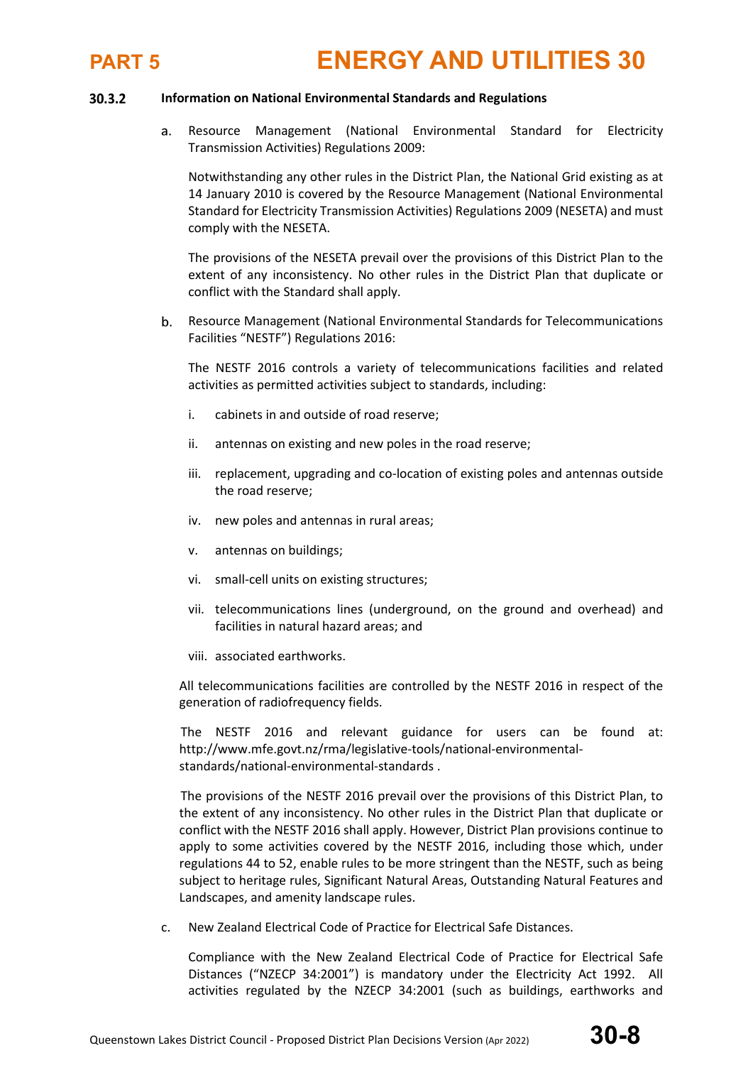### 30.3.2 Information on National Environmental Standards and Regulations

a. Resource Management (National Environmental Standard for Electricity Transmission Activities) Regulations 2009:

   Notwithstanding any other rules in the District Plan, the National Grid existing as at 14 January 2010 is covered by the Resource Management (National Environmental Standard for Electricity Transmission Activities) Regulations 2009 (NESETA) and must comply with the NESETA.

   The provisions of the NESETA prevail over the provisions of this District Plan to the extent of any inconsistency. No other rules in the District Plan that duplicate or conflict with the Standard shall apply.

b. Resource Management (National Environmental Standards for Telecommunications Facilities "NESTF") Regulations 2016:

   The NESTF 2016 controls a variety of telecommunications facilities and related activities as permitted activities subject to standards, including:

   i. cabinets in and outside of road reserve;

   ii. antennas on existing and new poles in the road reserve;

   iii. replacement, upgrading and co-location of existing poles and antennas outside the road reserve;

   iv. new poles and antennas in rural areas;

   v. antennas on buildings;

   vi. small-cell units on existing structures;

   vii. telecommunications lines (underground, on the ground and overhead) and facilities in natural hazard areas; and

   viii. associated earthworks.

   All telecommunications facilities are controlled by the NESTF 2016 in respect of the generation of radiofrequency fields.

   The NESTF 2016 and relevant guidance for users can be found at: http://www.mfe.govt.nz/rma/legislative-tools/national-environmental-standards/national-environmental-standards .

   The provisions of the NESTF 2016 prevail over the provisions of this District Plan, to the extent of any inconsistency. No other rules in the District Plan that duplicate or conflict with the NESTF 2016 shall apply. However, District Plan provisions continue to apply to some activities covered by the NESTF 2016, including those which, under regulations 44 to 52, enable rules to be more stringent than the NESTF, such as being subject to heritage rules, Significant Natural Areas, Outstanding Natural Features and Landscapes, and amenity landscape rules.

c. New Zealand Electrical Code of Practice for Electrical Safe Distances.

   Compliance with the New Zealand Electrical Code of Practice for Electrical Safe Distances ("NZECP 34:2001") is mandatory under the Electricity Act 1992. All activities regulated by the NZECP 34:2001 (such as buildings, earthworks and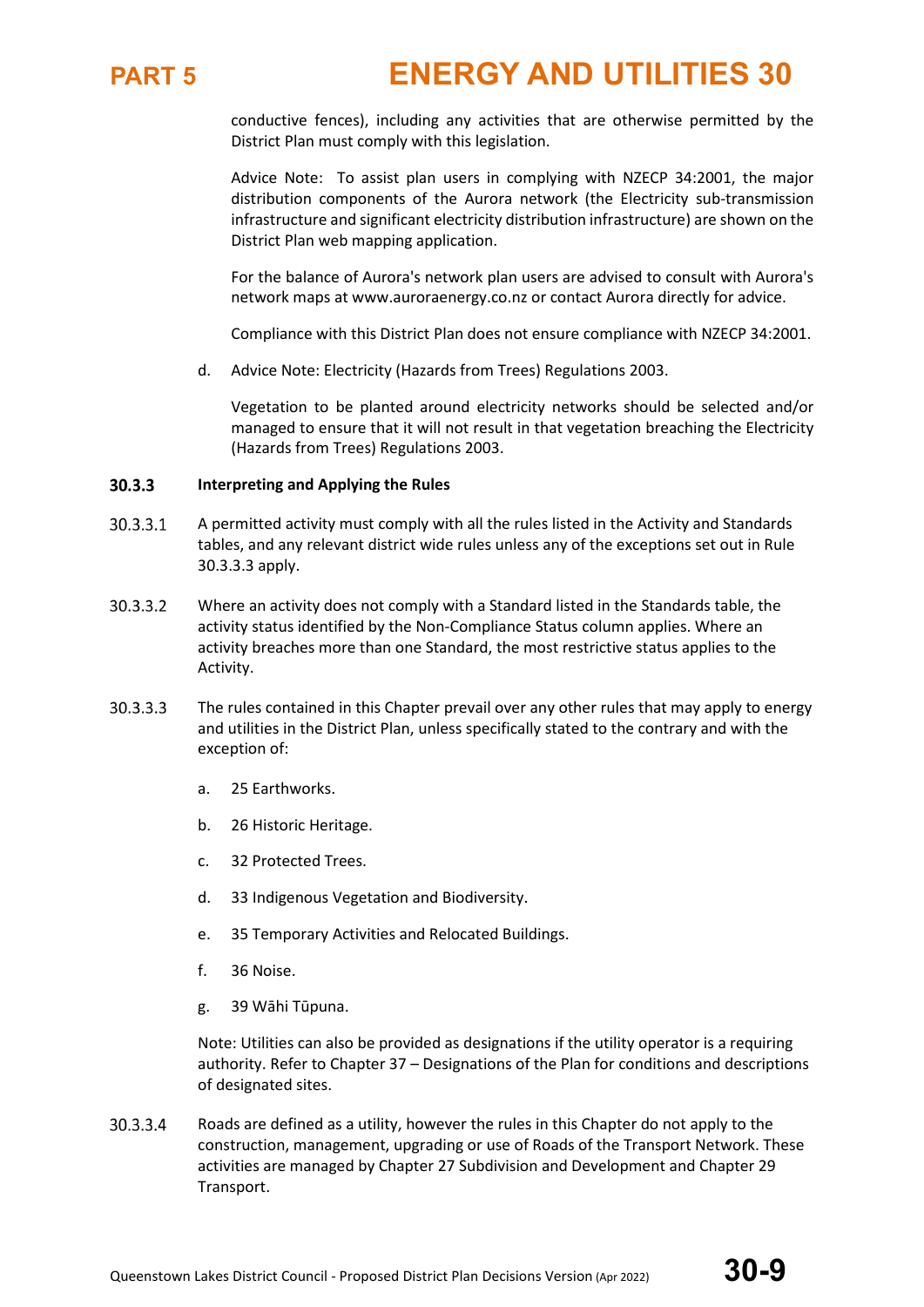conductive fences), including any activities that are otherwise permitted by the District Plan must comply with this legislation.

Advice Note: To assist plan users in complying with NZECP 34:2001, the major distribution components of the Aurora network (the Electricity sub-transmission infrastructure and significant electricity distribution infrastructure) are shown on the District Plan web mapping application.

For the balance of Aurora's network plan users are advised to consult with Aurora's network maps at www.auroraenergy.co.nz or contact Aurora directly for advice.

Compliance with this District Plan does not ensure compliance with NZECP 34:2001.

d. Advice Note: Electricity (Hazards from Trees) Regulations 2003.

Vegetation to be planted around electricity networks should be selected and/or managed to ensure that it will not result in that vegetation breaching the Electricity (Hazards from Trees) Regulations 2003.

### 30.3.3 Interpreting and Applying the Rules

30.3.3.1 A permitted activity must comply with all the rules listed in the Activity and Standards tables, and any relevant district wide rules unless any of the exceptions set out in Rule 30.3.3.3 apply.

30.3.3.2 Where an activity does not comply with a Standard listed in the Standards table, the activity status identified by the Non-Compliance Status column applies. Where an activity breaches more than one Standard, the most restrictive status applies to the Activity.

30.3.3.3 The rules contained in this Chapter prevail over any other rules that may apply to energy and utilities in the District Plan, unless specifically stated to the contrary and with the exception of:

a. 25 Earthworks.

b. 26 Historic Heritage.

c. 32 Protected Trees.

d. 33 Indigenous Vegetation and Biodiversity.

e. 35 Temporary Activities and Relocated Buildings.

f. 36 Noise.

g. 39 Wāhi Tūpuna.

Note: Utilities can also be provided as designations if the utility operator is a requiring authority. Refer to Chapter 37 – Designations of the Plan for conditions and descriptions of designated sites.

30.3.3.4 Roads are defined as a utility, however the rules in this Chapter do not apply to the construction, management, upgrading or use of Roads of the Transport Network. These activities are managed by Chapter 27 Subdivision and Development and Chapter 29 Transport.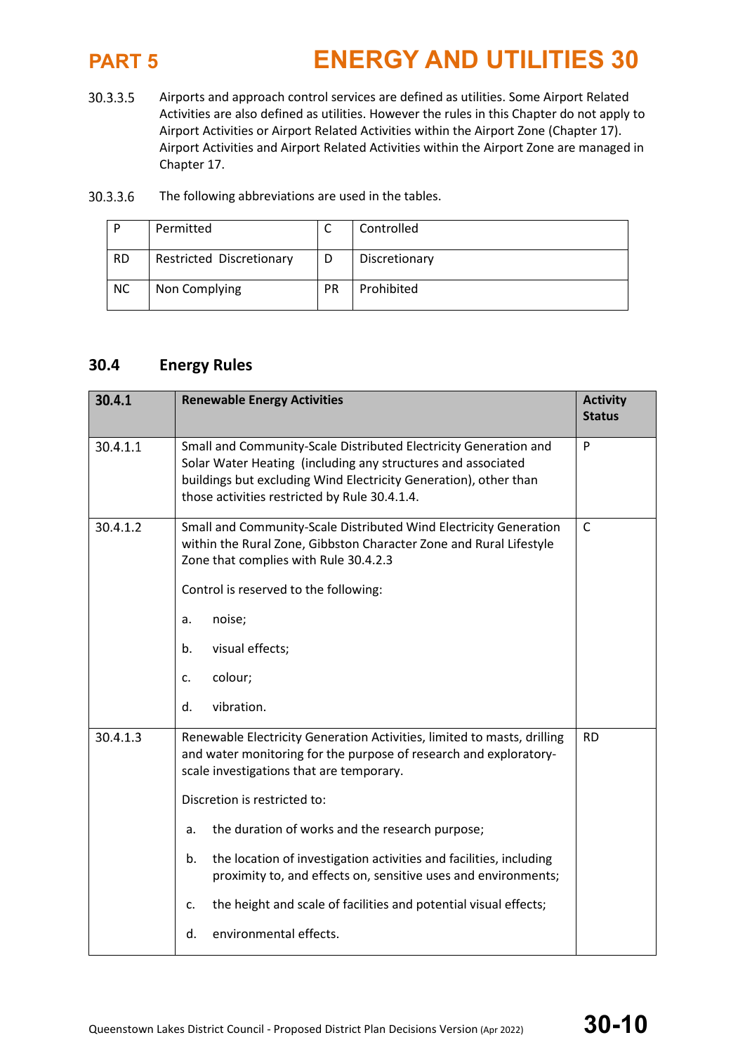30.3.3.5 Airports and approach control services are defined as utilities. Some Airport Related Activities are also defined as utilities. However the rules in this Chapter do not apply to Airport Activities or Airport Related Activities within the Airport Zone (Chapter 17). Airport Activities and Airport Related Activities within the Airport Zone are managed in Chapter 17.

30.3.3.6 The following abbreviations are used in the tables.

| P | Permitted | C | Controlled |
|---|---|---|---|
| RD | Restricted Discretionary | D | Discretionary |
| NC | Non Complying | PR | Prohibited |

## 30.4 Energy Rules

| 30.4.1 | Renewable Energy Activities | Activity Status |
|---|---|---|
| 30.4.1.1 | Small and Community-Scale Distributed Electricity Generation and Solar Water Heating (including any structures and associated buildings but excluding Wind Electricity Generation), other than those activities restricted by Rule 30.4.1.4. | P |
| 30.4.1.2 | Small and Community-Scale Distributed Wind Electricity Generation within the Rural Zone, Gibbston Character Zone and Rural Lifestyle Zone that complies with Rule 30.4.2.3<br><br>Control is reserved to the following:<br><br>a. noise;<br><br>b. visual effects;<br><br>c. colour;<br><br>d. vibration. | C |
| 30.4.1.3 | Renewable Electricity Generation Activities, limited to masts, drilling and water monitoring for the purpose of research and exploratory-scale investigations that are temporary.<br><br>Discretion is restricted to:<br><br>a. the duration of works and the research purpose;<br><br>b. the location of investigation activities and facilities, including proximity to, and effects on, sensitive uses and environments;<br><br>c. the height and scale of facilities and potential visual effects;<br><br>d. environmental effects. | RD |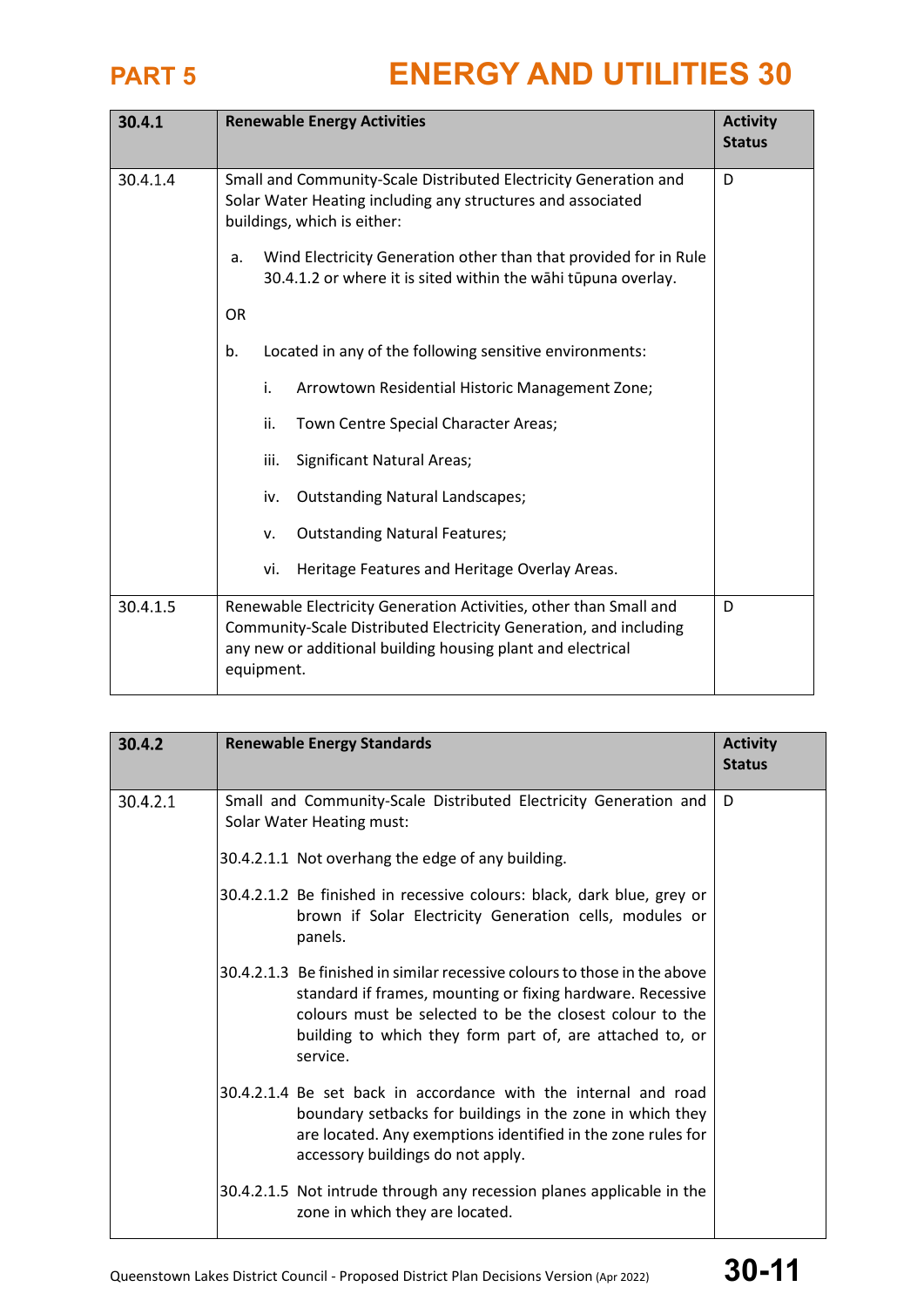# PART 5 ENERGY AND UTILITIES 30

| 30.4.1 | Renewable Energy Activities | Activity Status |
|---|---|---|
| 30.4.1.4 | Small and Community-Scale Distributed Electricity Generation and Solar Water Heating including any structures and associated buildings, which is either:<br><br>a. Wind Electricity Generation other than that provided for in Rule 30.4.1.2 or where it is sited within the wāhi tūpuna overlay.<br><br>OR<br><br>b. Located in any of the following sensitive environments:<br><br>i. Arrowtown Residential Historic Management Zone;<br><br>ii. Town Centre Special Character Areas;<br><br>iii. Significant Natural Areas;<br><br>iv. Outstanding Natural Landscapes;<br><br>v. Outstanding Natural Features;<br><br>vi. Heritage Features and Heritage Overlay Areas. | D |
| 30.4.1.5 | Renewable Electricity Generation Activities, other than Small and Community-Scale Distributed Electricity Generation, and including any new or additional building housing plant and electrical equipment. | D |

| 30.4.2 | Renewable Energy Standards | Activity Status |
|---|---|---|
| 30.4.2.1 | Small and Community-Scale Distributed Electricity Generation and Solar Water Heating must:<br><br>30.4.2.1.1 Not overhang the edge of any building.<br><br>30.4.2.1.2 Be finished in recessive colours: black, dark blue, grey or brown if Solar Electricity Generation cells, modules or panels.<br><br>30.4.2.1.3 Be finished in similar recessive colours to those in the above standard if frames, mounting or fixing hardware. Recessive colours must be selected to be the closest colour to the building to which they form part of, are attached to, or service.<br><br>30.4.2.1.4 Be set back in accordance with the internal and road boundary setbacks for buildings in the zone in which they are located. Any exemptions identified in the zone rules for accessory buildings do not apply.<br><br>30.4.2.1.5 Not intrude through any recession planes applicable in the zone in which they are located. | D |

Queenstown Lakes District Council - Proposed District Plan Decisions Version (Apr 2022)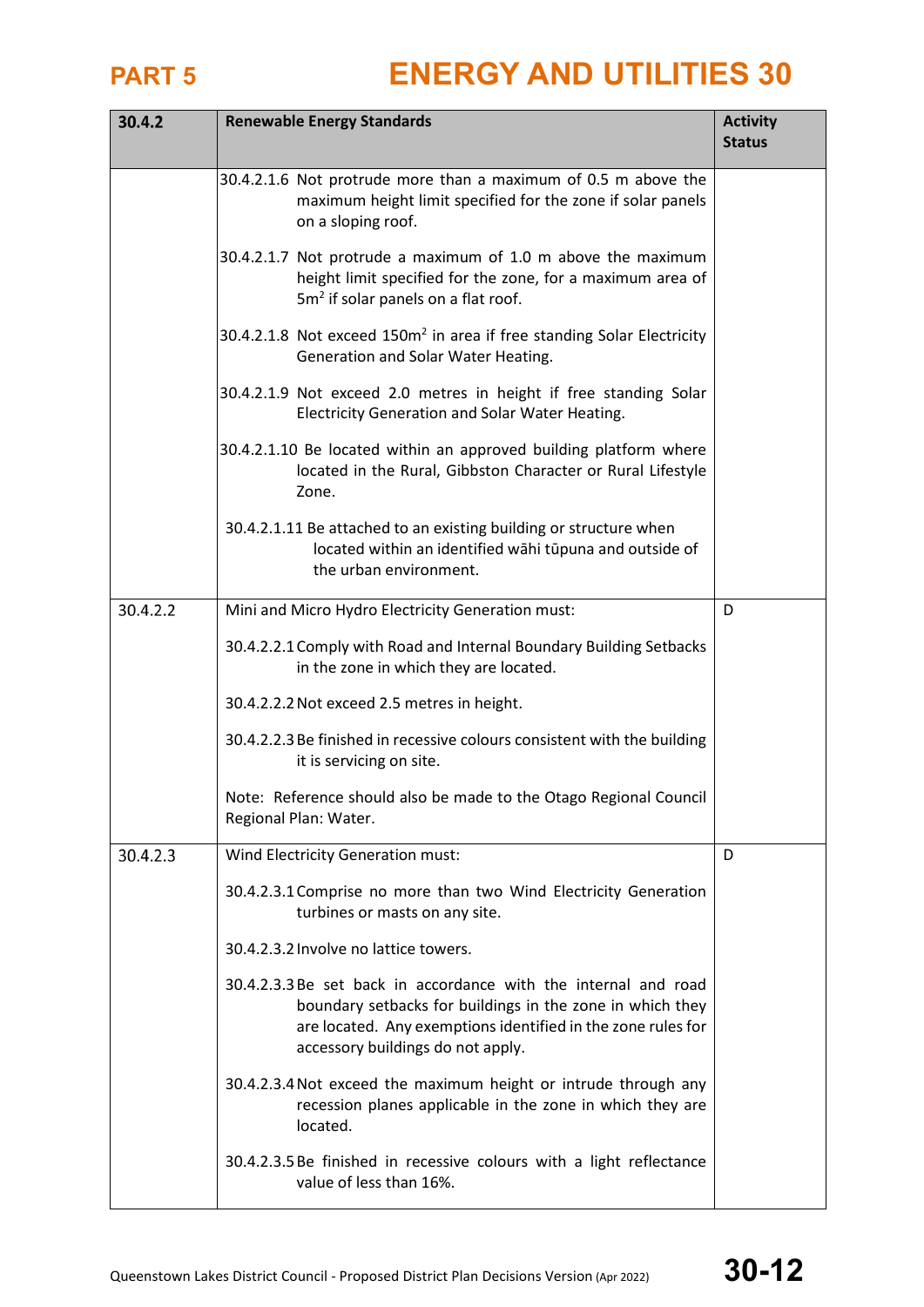| 30.4.2 | Renewable Energy Standards | Activity Status |
|---|---|---|
| | 30.4.2.1.6 Not protrude more than a maximum of 0.5 m above the maximum height limit specified for the zone if solar panels on a sloping roof.<br><br>30.4.2.1.7 Not protrude a maximum of 1.0 m above the maximum height limit specified for the zone, for a maximum area of 5m² if solar panels on a flat roof.<br><br>30.4.2.1.8 Not exceed 150m² in area if free standing Solar Electricity Generation and Solar Water Heating.<br><br>30.4.2.1.9 Not exceed 2.0 metres in height if free standing Solar Electricity Generation and Solar Water Heating.<br><br>30.4.2.1.10 Be located within an approved building platform where located in the Rural, Gibbston Character or Rural Lifestyle Zone.<br><br>30.4.2.1.11 Be attached to an existing building or structure when located within an identified wāhi tūpuna and outside of the urban environment. | |
| 30.4.2.2 | Mini and Micro Hydro Electricity Generation must:<br><br>30.4.2.2.1 Comply with Road and Internal Boundary Building Setbacks in the zone in which they are located.<br><br>30.4.2.2.2 Not exceed 2.5 metres in height.<br><br>30.4.2.2.3 Be finished in recessive colours consistent with the building it is servicing on site.<br><br>Note: Reference should also be made to the Otago Regional Council Regional Plan: Water. | D |
| 30.4.2.3 | Wind Electricity Generation must:<br><br>30.4.2.3.1 Comprise no more than two Wind Electricity Generation turbines or masts on any site.<br><br>30.4.2.3.2 Involve no lattice towers.<br><br>30.4.2.3.3 Be set back in accordance with the internal and road boundary setbacks for buildings in the zone in which they are located. Any exemptions identified in the zone rules for accessory buildings do not apply.<br><br>30.4.2.3.4 Not exceed the maximum height or intrude through any recession planes applicable in the zone in which they are located.<br><br>30.4.2.3.5 Be finished in recessive colours with a light reflectance value of less than 16%. | D |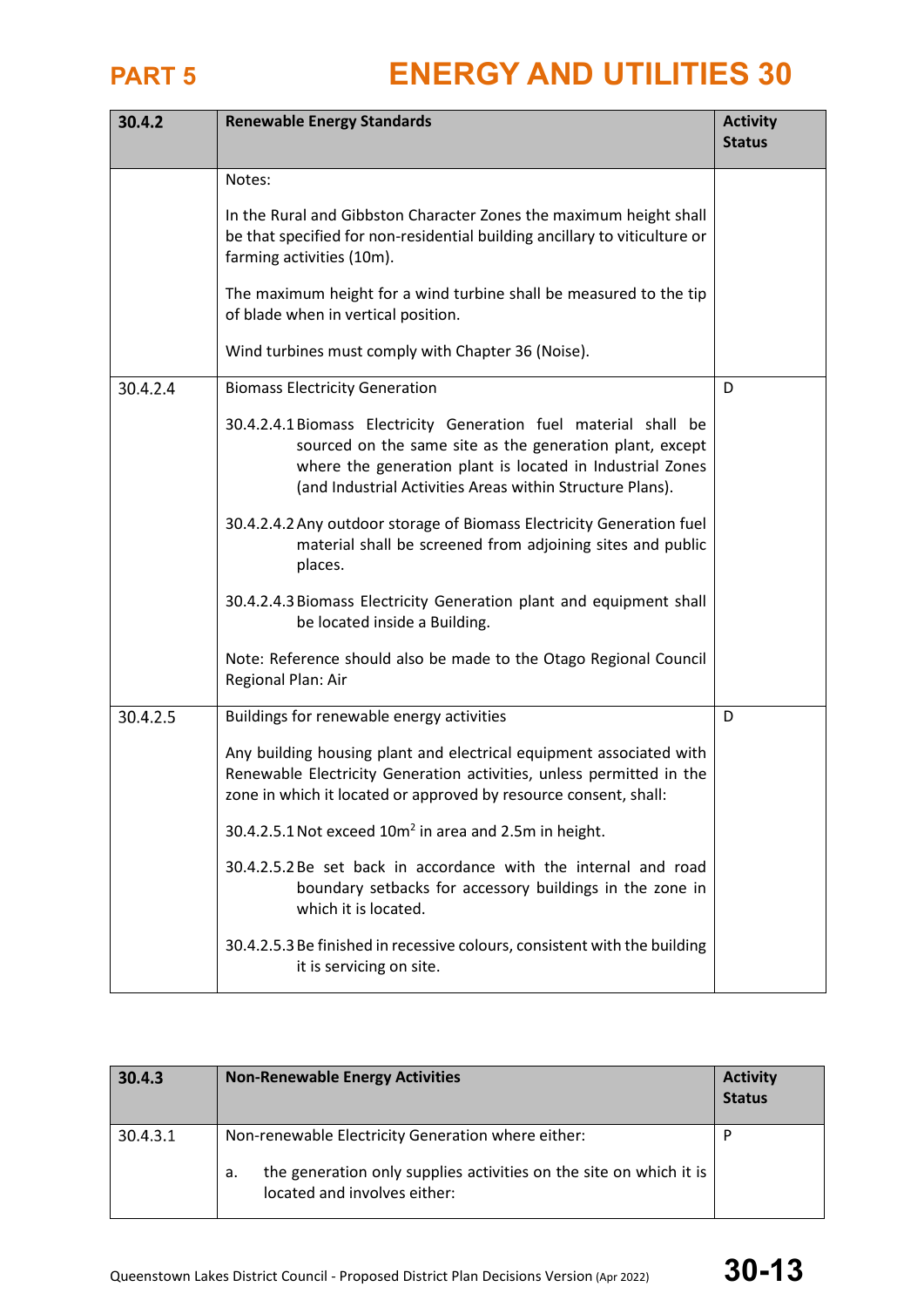| 30.4.2 | Renewable Energy Standards | Activity Status |
|---|---|---|
| | Notes:<br><br>In the Rural and Gibbston Character Zones the maximum height shall be that specified for non-residential building ancillary to viticulture or farming activities (10m).<br><br>The maximum height for a wind turbine shall be measured to the tip of blade when in vertical position.<br><br>Wind turbines must comply with Chapter 36 (Noise). | |
| 30.4.2.4 | Biomass Electricity Generation<br><br>30.4.2.4.1 Biomass Electricity Generation fuel material shall be sourced on the same site as the generation plant, except where the generation plant is located in Industrial Zones (and Industrial Activities Areas within Structure Plans).<br><br>30.4.2.4.2 Any outdoor storage of Biomass Electricity Generation fuel material shall be screened from adjoining sites and public places.<br><br>30.4.2.4.3 Biomass Electricity Generation plant and equipment shall be located inside a Building.<br><br>Note: Reference should also be made to the Otago Regional Council Regional Plan: Air | D |
| 30.4.2.5 | Buildings for renewable energy activities<br><br>Any building housing plant and electrical equipment associated with Renewable Electricity Generation activities, unless permitted in the zone in which it located or approved by resource consent, shall:<br><br>30.4.2.5.1 Not exceed $10m^2$ in area and 2.5m in height.<br><br>30.4.2.5.2 Be set back in accordance with the internal and road boundary setbacks for accessory buildings in the zone in which it is located.<br><br>30.4.2.5.3 Be finished in recessive colours, consistent with the building it is servicing on site. | D |

| 30.4.3 | Non-Renewable Energy Activities | Activity Status |
|---|---|---|
| 30.4.3.1 | Non-renewable Electricity Generation where either:<br><br>a. the generation only supplies activities on the site on which it is located and involves either: | P |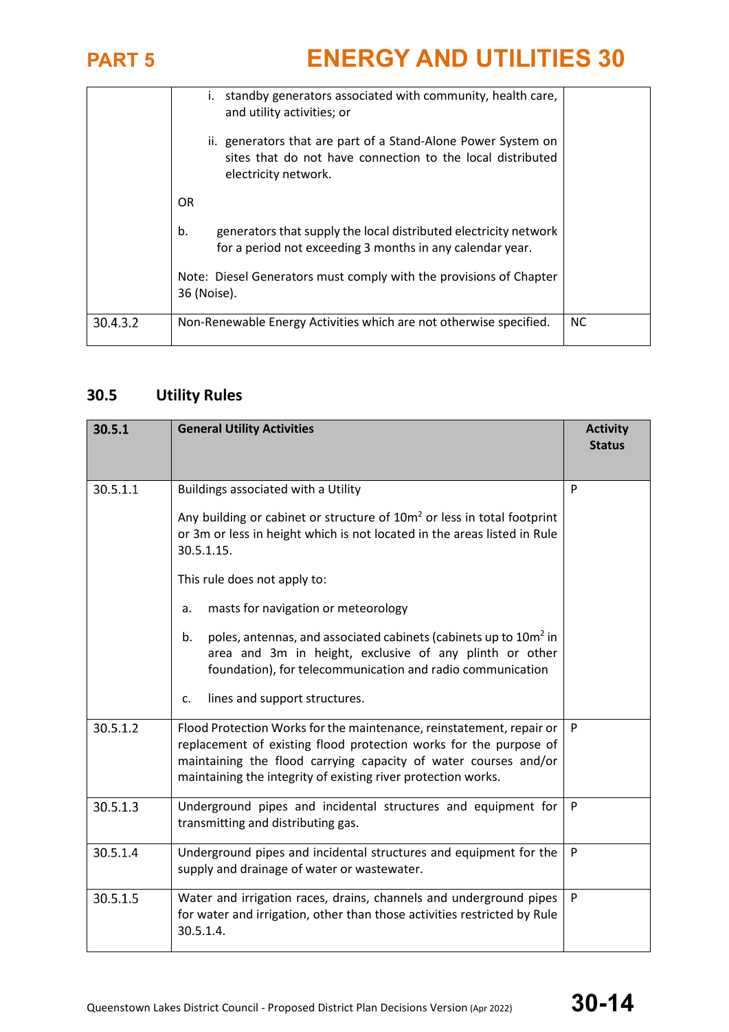| | i. standby generators associated with community, health care, and utility activities; or<br><br>ii. generators that are part of a Stand-Alone Power System on sites that do not have connection to the local distributed electricity network.<br><br>OR<br><br>b. generators that supply the local distributed electricity network for a period not exceeding 3 months in any calendar year.<br><br>Note: Diesel Generators must comply with the provisions of Chapter 36 (Noise). | |
|---|---|---|
| 30.4.3.2 | Non-Renewable Energy Activities which are not otherwise specified. | NC |

## 30.5 Utility Rules

| 30.5.1 | General Utility Activities | Activity Status |
|---|---|---|
| 30.5.1.1 | Buildings associated with a Utility<br><br>Any building or cabinet or structure of 10m² or less in total footprint or 3m or less in height which is not located in the areas listed in Rule 30.5.1.15.<br><br>This rule does not apply to:<br><br>a. masts for navigation or meteorology<br><br>b. poles, antennas, and associated cabinets (cabinets up to 10m² in area and 3m in height, exclusive of any plinth or other foundation), for telecommunication and radio communication<br><br>c. lines and support structures. | P |
| 30.5.1.2 | Flood Protection Works for the maintenance, reinstatement, repair or replacement of existing flood protection works for the purpose of maintaining the flood carrying capacity of water courses and/or maintaining the integrity of existing river protection works. | P |
| 30.5.1.3 | Underground pipes and incidental structures and equipment for transmitting and distributing gas. | P |
| 30.5.1.4 | Underground pipes and incidental structures and equipment for the supply and drainage of water or wastewater. | P |
| 30.5.1.5 | Water and irrigation races, drains, channels and underground pipes for water and irrigation, other than those activities restricted by Rule 30.5.1.4. | P |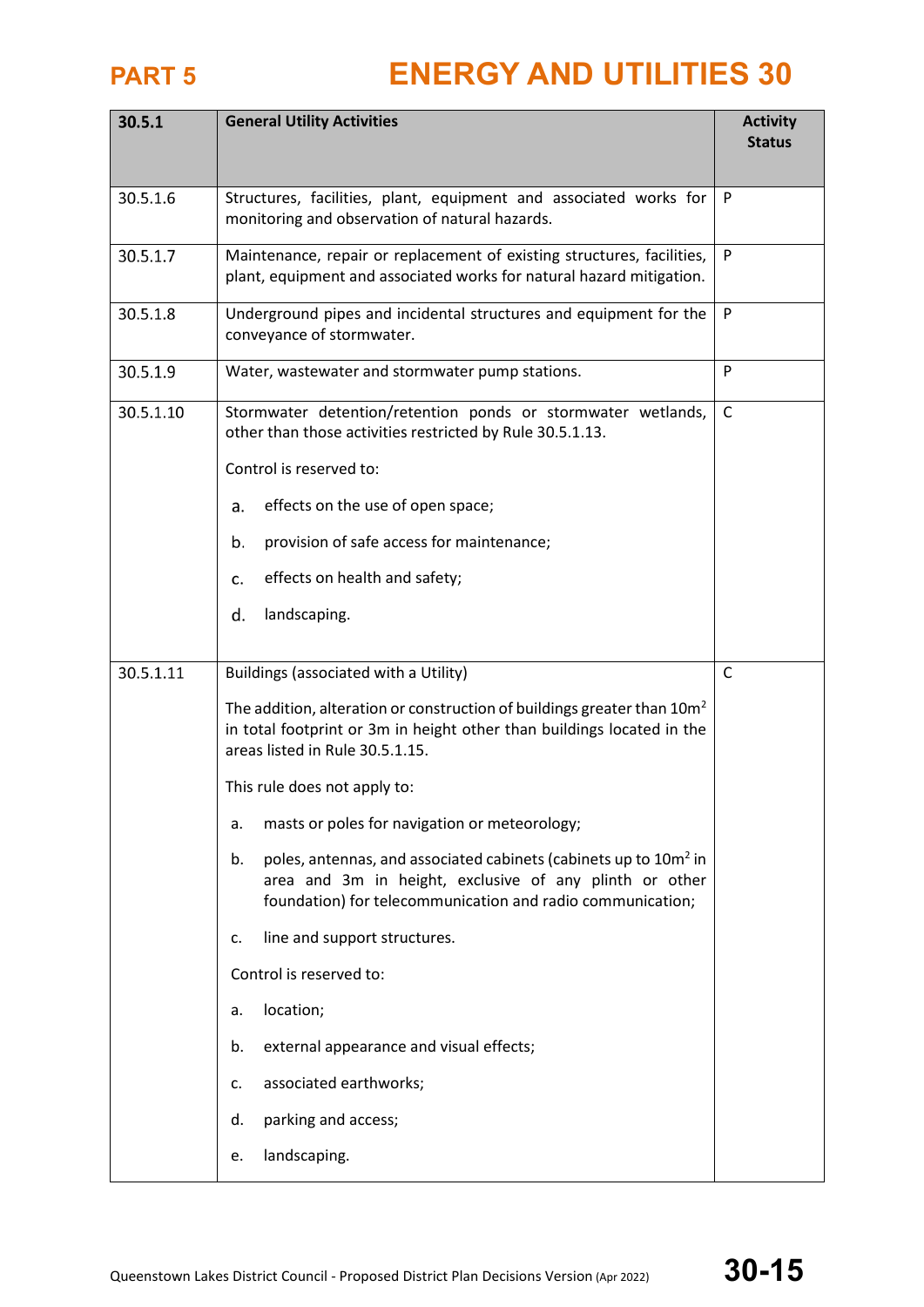| 30.5.1 | General Utility Activities | Activity Status |
|---|---|---|
| 30.5.1.6 | Structures, facilities, plant, equipment and associated works for monitoring and observation of natural hazards. | P |
| 30.5.1.7 | Maintenance, repair or replacement of existing structures, facilities, plant, equipment and associated works for natural hazard mitigation. | P |
| 30.5.1.8 | Underground pipes and incidental structures and equipment for the conveyance of stormwater. | P |
| 30.5.1.9 | Water, wastewater and stormwater pump stations. | P |
| 30.5.1.10 | Stormwater detention/retention ponds or stormwater wetlands, other than those activities restricted by Rule 30.5.1.13.<br><br>Control is reserved to:<br><br>a. effects on the use of open space;<br><br>b. provision of safe access for maintenance;<br><br>c. effects on health and safety;<br><br>d. landscaping. | C |
| 30.5.1.11 | Buildings (associated with a Utility)<br><br>The addition, alteration or construction of buildings greater than $10m^2$ in total footprint or 3m in height other than buildings located in the areas listed in Rule 30.5.1.15.<br><br>This rule does not apply to:<br><br>a. masts or poles for navigation or meteorology;<br><br>b. poles, antennas, and associated cabinets (cabinets up to $10m^2$ in area and 3m in height, exclusive of any plinth or other foundation) for telecommunication and radio communication;<br><br>c. line and support structures.<br><br>Control is reserved to:<br><br>a. location;<br><br>b. external appearance and visual effects;<br><br>c. associated earthworks;<br><br>d. parking and access;<br><br>e. landscaping. | C |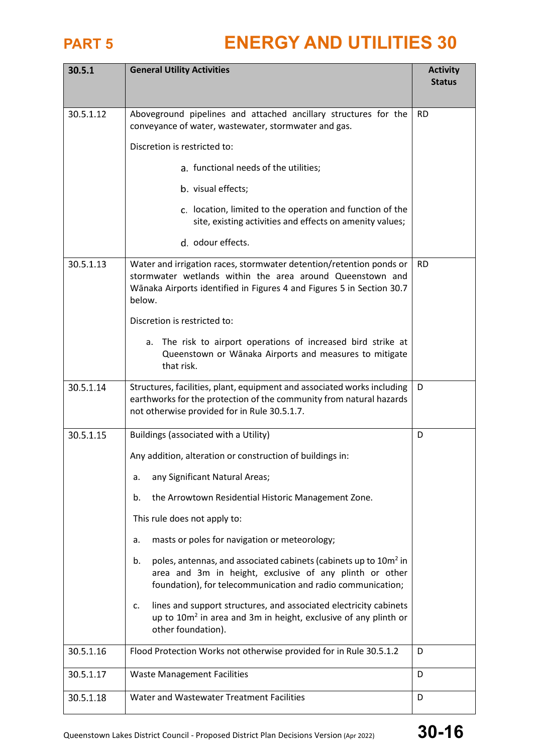| 30.5.1 | General Utility Activities | Activity Status |
|---|---|---|
| 30.5.1.12 | Aboveground pipelines and attached ancillary structures for the conveyance of water, wastewater, stormwater and gas.<br><br>Discretion is restricted to:<br><br>a. functional needs of the utilities;<br><br>b. visual effects;<br><br>c. location, limited to the operation and function of the site, existing activities and effects on amenity values;<br><br>d. odour effects. | RD |
| 30.5.1.13 | Water and irrigation races, stormwater detention/retention ponds or stormwater wetlands within the area around Queenstown and Wānaka Airports identified in Figures 4 and Figures 5 in Section 30.7 below.<br><br>Discretion is restricted to:<br><br>a. The risk to airport operations of increased bird strike at Queenstown or Wānaka Airports and measures to mitigate that risk. | RD |
| 30.5.1.14 | Structures, facilities, plant, equipment and associated works including earthworks for the protection of the community from natural hazards not otherwise provided for in Rule 30.5.1.7. | D |
| 30.5.1.15 | Buildings (associated with a Utility)<br><br>Any addition, alteration or construction of buildings in:<br><br>a. any Significant Natural Areas;<br><br>b. the Arrowtown Residential Historic Management Zone.<br><br>This rule does not apply to:<br><br>a. masts or poles for navigation or meteorology;<br><br>b. poles, antennas, and associated cabinets (cabinets up to 10m² in area and 3m in height, exclusive of any plinth or other foundation), for telecommunication and radio communication;<br><br>c. lines and support structures, and associated electricity cabinets up to 10m² in area and 3m in height, exclusive of any plinth or other foundation). | D |
| 30.5.1.16 | Flood Protection Works not otherwise provided for in Rule 30.5.1.2 | D |
| 30.5.1.17 | Waste Management Facilities | D |
| 30.5.1.18 | Water and Wastewater Treatment Facilities | D |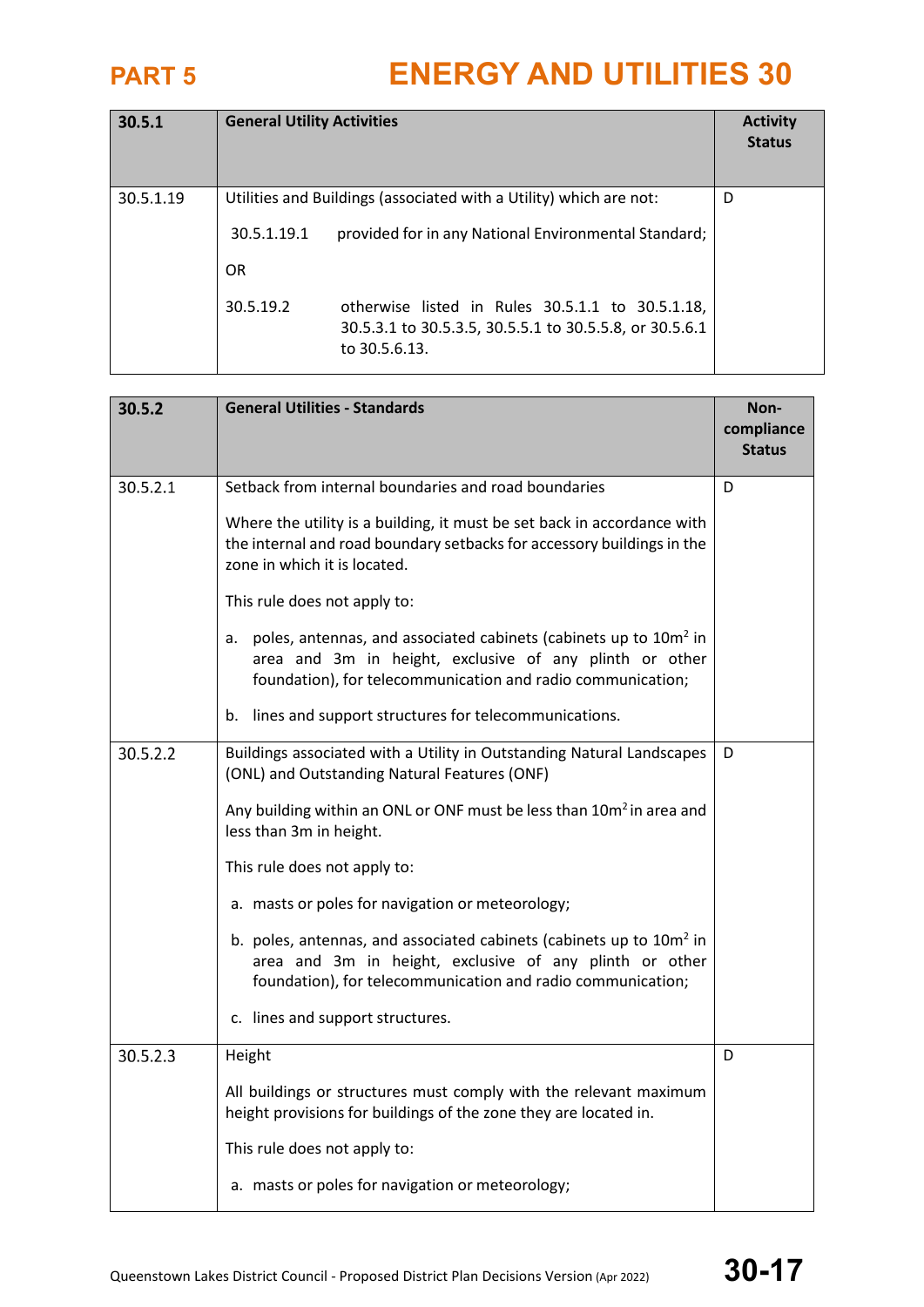| 30.5.1 | General Utility Activities | Activity Status |
|---|---|---|
| 30.5.1.19 | Utilities and Buildings (associated with a Utility) which are not:<br><br>30.5.1.19.1 provided for in any National Environmental Standard;<br><br>OR<br><br>30.5.19.2 otherwise listed in Rules 30.5.1.1 to 30.5.1.18, 30.5.3.1 to 30.5.3.5, 30.5.5.1 to 30.5.5.8, or 30.5.6.1 to 30.5.6.13. | D |

| 30.5.2 | General Utilities - Standards | Non-compliance Status |
|---|---|---|
| 30.5.2.1 | Setback from internal boundaries and road boundaries<br><br>Where the utility is a building, it must be set back in accordance with the internal and road boundary setbacks for accessory buildings in the zone in which it is located.<br><br>This rule does not apply to:<br><br>a. poles, antennas, and associated cabinets (cabinets up to 10m² in area and 3m in height, exclusive of any plinth or other foundation), for telecommunication and radio communication;<br><br>b. lines and support structures for telecommunications. | D |
| 30.5.2.2 | Buildings associated with a Utility in Outstanding Natural Landscapes (ONL) and Outstanding Natural Features (ONF)<br><br>Any building within an ONL or ONF must be less than 10m² in area and less than 3m in height.<br><br>This rule does not apply to:<br><br>a. masts or poles for navigation or meteorology;<br><br>b. poles, antennas, and associated cabinets (cabinets up to 10m² in area and 3m in height, exclusive of any plinth or other foundation), for telecommunication and radio communication;<br><br>c. lines and support structures. | D |
| 30.5.2.3 | Height<br><br>All buildings or structures must comply with the relevant maximum height provisions for buildings of the zone they are located in.<br><br>This rule does not apply to:<br><br>a. masts or poles for navigation or meteorology; | D |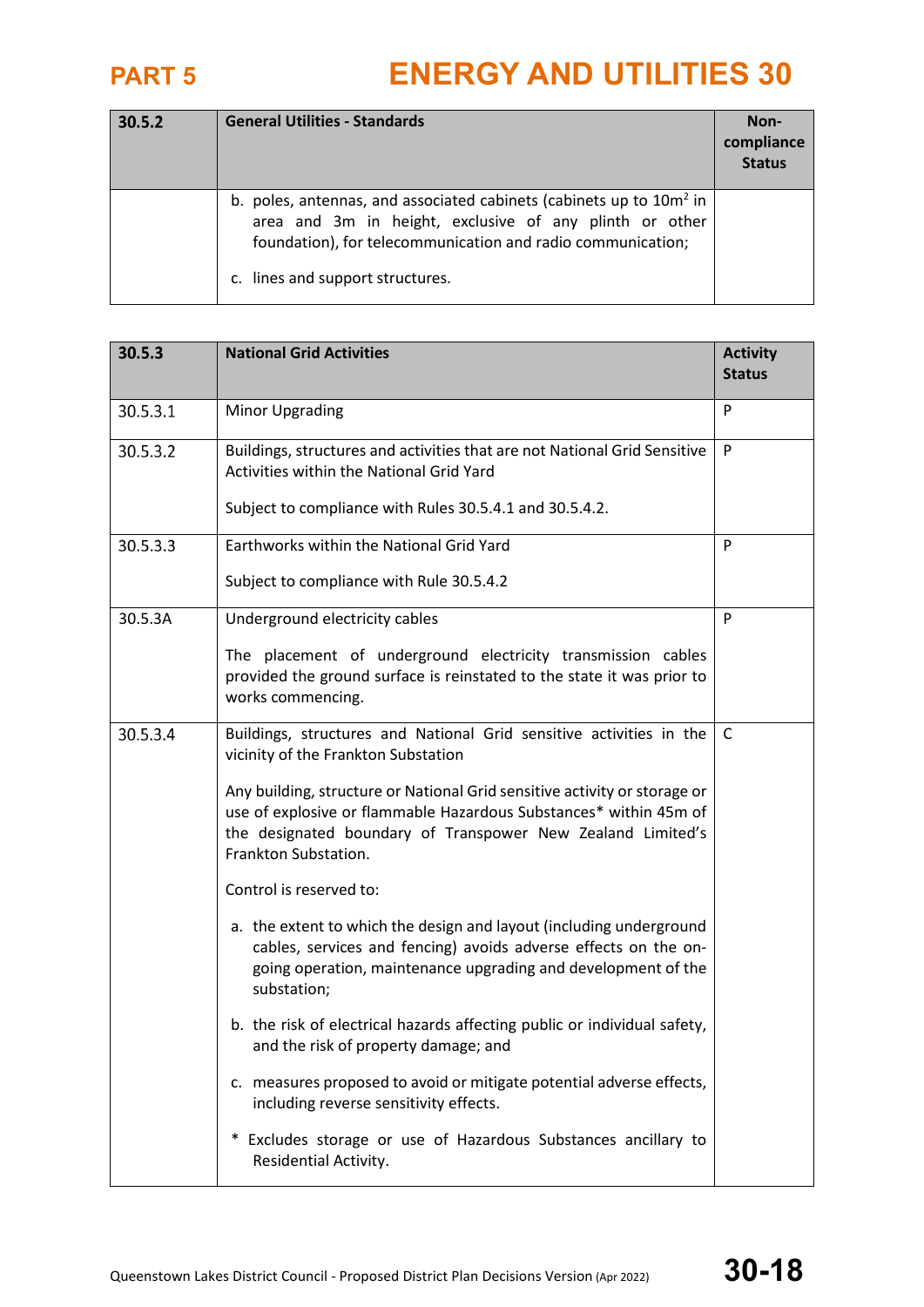| 30.5.2 | General Utilities - Standards | Non-compliance Status |
|---|---|---|
| | b. poles, antennas, and associated cabinets (cabinets up to 10m² in area and 3m in height, exclusive of any plinth or other foundation), for telecommunication and radio communication;<br><br>c. lines and support structures. | |

| 30.5.3 | National Grid Activities | Activity Status |
|---|---|---|
| 30.5.3.1 | Minor Upgrading | P |
| 30.5.3.2 | Buildings, structures and activities that are not National Grid Sensitive Activities within the National Grid Yard<br><br>Subject to compliance with Rules 30.5.4.1 and 30.5.4.2. | P |
| 30.5.3.3 | Earthworks within the National Grid Yard<br><br>Subject to compliance with Rule 30.5.4.2 | P |
| 30.5.3A | Underground electricity cables<br><br>The placement of underground electricity transmission cables provided the ground surface is reinstated to the state it was prior to works commencing. | P |
| 30.5.3.4 | Buildings, structures and National Grid sensitive activities in the vicinity of the Frankton Substation<br><br>Any building, structure or National Grid sensitive activity or storage or use of explosive or flammable Hazardous Substances* within 45m of the designated boundary of Transpower New Zealand Limited's Frankton Substation.<br><br>Control is reserved to:<br><br>a. the extent to which the design and layout (including underground cables, services and fencing) avoids adverse effects on the on-going operation, maintenance upgrading and development of the substation;<br><br>b. the risk of electrical hazards affecting public or individual safety, and the risk of property damage; and<br><br>c. measures proposed to avoid or mitigate potential adverse effects, including reverse sensitivity effects.<br><br>* Excludes storage or use of Hazardous Substances ancillary to Residential Activity. | C |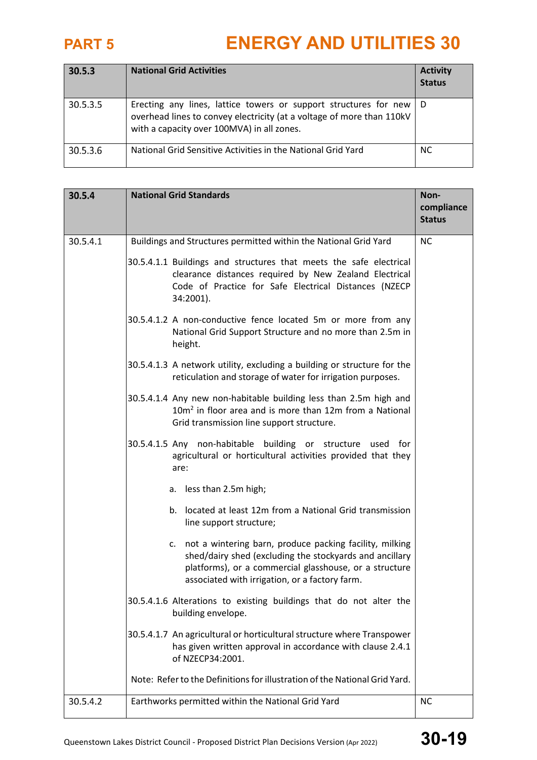# PART 5 ENERGY AND UTILITIES 30

| 30.5.3 | National Grid Activities | Activity Status |
|---|---|---|
| 30.5.3.5 | Erecting any lines, lattice towers or support structures for new overhead lines to convey electricity (at a voltage of more than 110kV with a capacity over 100MVA) in all zones. | D |
| 30.5.3.6 | National Grid Sensitive Activities in the National Grid Yard | NC |

| 30.5.4 | National Grid Standards | Non-compliance Status |
|---|---|---|
| 30.5.4.1 | Buildings and Structures permitted within the National Grid Yard<br><br>30.5.4.1.1 Buildings and structures that meets the safe electrical clearance distances required by New Zealand Electrical Code of Practice for Safe Electrical Distances (NZECP 34:2001).<br><br>30.5.4.1.2 A non-conductive fence located 5m or more from any National Grid Support Structure and no more than 2.5m in height.<br><br>30.5.4.1.3 A network utility, excluding a building or structure for the reticulation and storage of water for irrigation purposes.<br><br>30.5.4.1.4 Any new non-habitable building less than 2.5m high and 10m$^2$ in floor area and is more than 12m from a National Grid transmission line support structure.<br><br>30.5.4.1.5 Any non-habitable building or structure used for agricultural or horticultural activities provided that they are:<br><br>a. less than 2.5m high;<br><br>b. located at least 12m from a National Grid transmission line support structure;<br><br>c. not a wintering barn, produce packing facility, milking shed/dairy shed (excluding the stockyards and ancillary platforms), or a commercial glasshouse, or a structure associated with irrigation, or a factory farm.<br><br>30.5.4.1.6 Alterations to existing buildings that do not alter the building envelope.<br><br>30.5.4.1.7 An agricultural or horticultural structure where Transpower has given written approval in accordance with clause 2.4.1 of NZECP34:2001.<br><br>Note: Refer to the Definitions for illustration of the National Grid Yard. | NC |
| 30.5.4.2 | Earthworks permitted within the National Grid Yard | NC |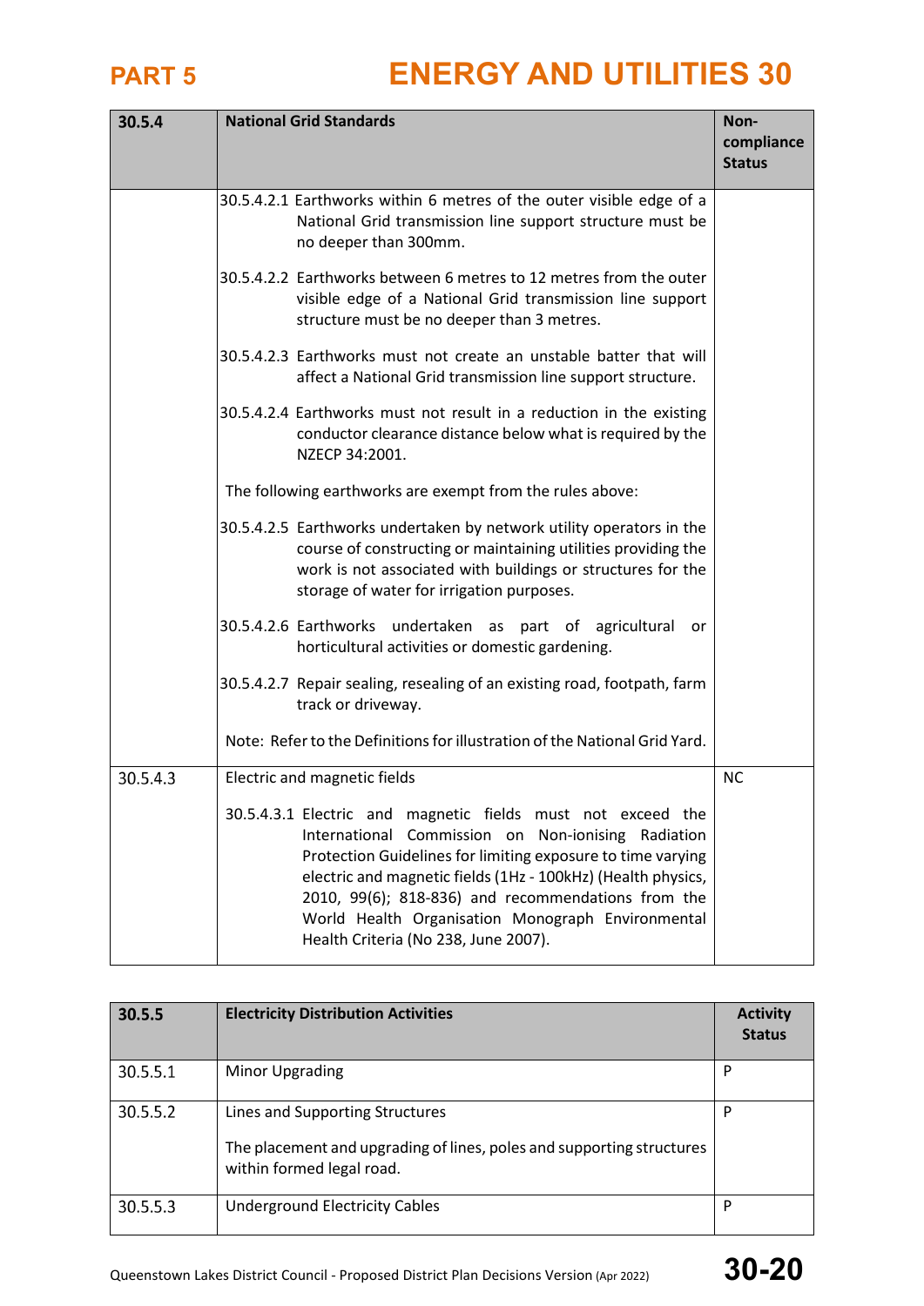| 30.5.4 | National Grid Standards | Non-compliance Status |
|---|---|---|
| | 30.5.4.2.1 Earthworks within 6 metres of the outer visible edge of a National Grid transmission line support structure must be no deeper than 300mm.<br><br>30.5.4.2.2 Earthworks between 6 metres to 12 metres from the outer visible edge of a National Grid transmission line support structure must be no deeper than 3 metres.<br><br>30.5.4.2.3 Earthworks must not create an unstable batter that will affect a National Grid transmission line support structure.<br><br>30.5.4.2.4 Earthworks must not result in a reduction in the existing conductor clearance distance below what is required by the NZECP 34:2001.<br><br>The following earthworks are exempt from the rules above:<br><br>30.5.4.2.5 Earthworks undertaken by network utility operators in the course of constructing or maintaining utilities providing the work is not associated with buildings or structures for the storage of water for irrigation purposes.<br><br>30.5.4.2.6 Earthworks undertaken as part of agricultural or horticultural activities or domestic gardening.<br><br>30.5.4.2.7 Repair sealing, resealing of an existing road, footpath, farm track or driveway.<br><br>Note: Refer to the Definitions for illustration of the National Grid Yard. | |
| 30.5.4.3 | Electric and magnetic fields<br><br>30.5.4.3.1 Electric and magnetic fields must not exceed the International Commission on Non-ionising Radiation Protection Guidelines for limiting exposure to time varying electric and magnetic fields (1Hz - 100kHz) (Health physics, 2010, 99(6); 818-836) and recommendations from the World Health Organisation Monograph Environmental Health Criteria (No 238, June 2007). | NC |

| 30.5.5 | Electricity Distribution Activities | Activity Status |
|---|---|---|
| 30.5.5.1 | Minor Upgrading | P |
| 30.5.5.2 | Lines and Supporting Structures<br><br>The placement and upgrading of lines, poles and supporting structures within formed legal road. | P |
| 30.5.5.3 | Underground Electricity Cables | P |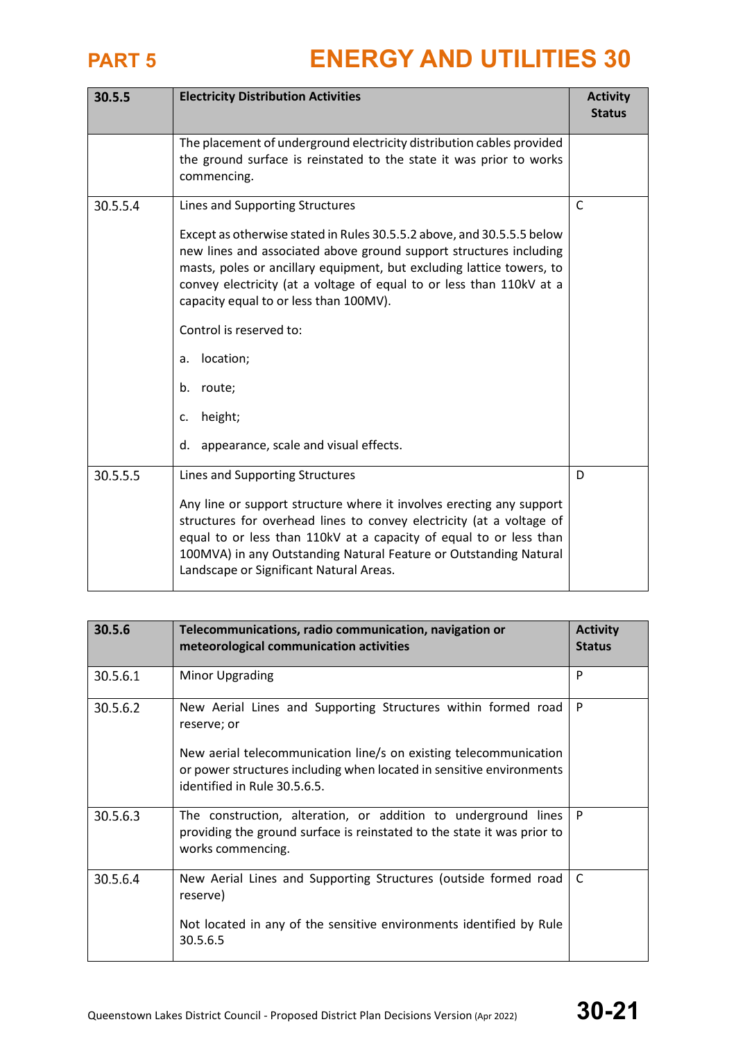| 30.5.5 | Electricity Distribution Activities | Activity Status |
|---|---|---|
| | The placement of underground electricity distribution cables provided the ground surface is reinstated to the state it was prior to works commencing. | |
| 30.5.5.4 | Lines and Supporting Structures<br><br>Except as otherwise stated in Rules 30.5.5.2 above, and 30.5.5.5 below new lines and associated above ground support structures including masts, poles or ancillary equipment, but excluding lattice towers, to convey electricity (at a voltage of equal to or less than 110kV at a capacity equal to or less than 100MV).<br><br>Control is reserved to:<br><br>a. location;<br><br>b. route;<br><br>c. height;<br><br>d. appearance, scale and visual effects. | C |
| 30.5.5.5 | Lines and Supporting Structures<br><br>Any line or support structure where it involves erecting any support structures for overhead lines to convey electricity (at a voltage of equal to or less than 110kV at a capacity of equal to or less than 100MVA) in any Outstanding Natural Feature or Outstanding Natural Landscape or Significant Natural Areas. | D |

| 30.5.6 | Telecommunications, radio communication, navigation or meteorological communication activities | Activity Status |
|---|---|---|
| 30.5.6.1 | Minor Upgrading | P |
| 30.5.6.2 | New Aerial Lines and Supporting Structures within formed road reserve; or<br><br>New aerial telecommunication line/s on existing telecommunication or power structures including when located in sensitive environments identified in Rule 30.5.6.5. | P |
| 30.5.6.3 | The construction, alteration, or addition to underground lines providing the ground surface is reinstated to the state it was prior to works commencing. | P |
| 30.5.6.4 | New Aerial Lines and Supporting Structures (outside formed road reserve)<br><br>Not located in any of the sensitive environments identified by Rule 30.5.6.5 | C |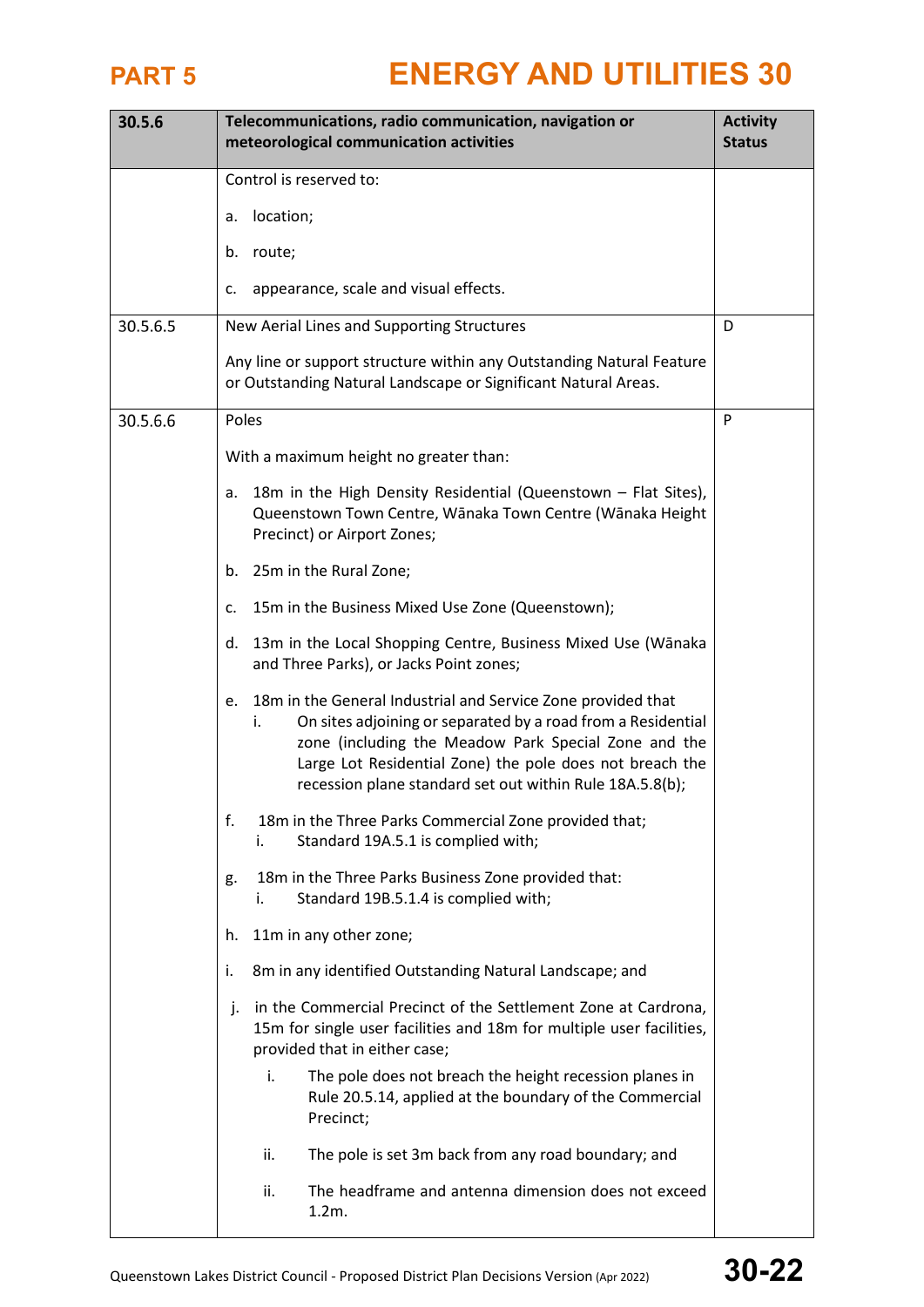| 30.5.6 | Telecommunications, radio communication, navigation or meteorological communication activities | Activity Status |
|---|---|---|
| | Control is reserved to:<br><br>a. location;<br><br>b. route;<br><br>c. appearance, scale and visual effects. | |
| 30.5.6.5 | New Aerial Lines and Supporting Structures<br><br>Any line or support structure within any Outstanding Natural Feature or Outstanding Natural Landscape or Significant Natural Areas. | D |
| 30.5.6.6 | Poles<br><br>With a maximum height no greater than:<br><br>a. 18m in the High Density Residential (Queenstown – Flat Sites), Queenstown Town Centre, Wānaka Town Centre (Wānaka Height Precinct) or Airport Zones;<br><br>b. 25m in the Rural Zone;<br><br>c. 15m in the Business Mixed Use Zone (Queenstown);<br><br>d. 13m in the Local Shopping Centre, Business Mixed Use (Wānaka and Three Parks), or Jacks Point zones;<br><br>e. 18m in the General Industrial and Service Zone provided that<br>i. On sites adjoining or separated by a road from a Residential zone (including the Meadow Park Special Zone and the Large Lot Residential Zone) the pole does not breach the recession plane standard set out within Rule 18A.5.8(b);<br><br>f. 18m in the Three Parks Commercial Zone provided that;<br>i. Standard 19A.5.1 is complied with;<br><br>g. 18m in the Three Parks Business Zone provided that:<br>i. Standard 19B.5.1.4 is complied with;<br><br>h. 11m in any other zone;<br><br>i. 8m in any identified Outstanding Natural Landscape; and<br><br>j. in the Commercial Precinct of the Settlement Zone at Cardrona, 15m for single user facilities and 18m for multiple user facilities, provided that in either case;<br>i. The pole does not breach the height recession planes in Rule 20.5.14, applied at the boundary of the Commercial Precinct;<br>ii. The pole is set 3m back from any road boundary; and<br>ii. The headframe and antenna dimension does not exceed 1.2m. | P |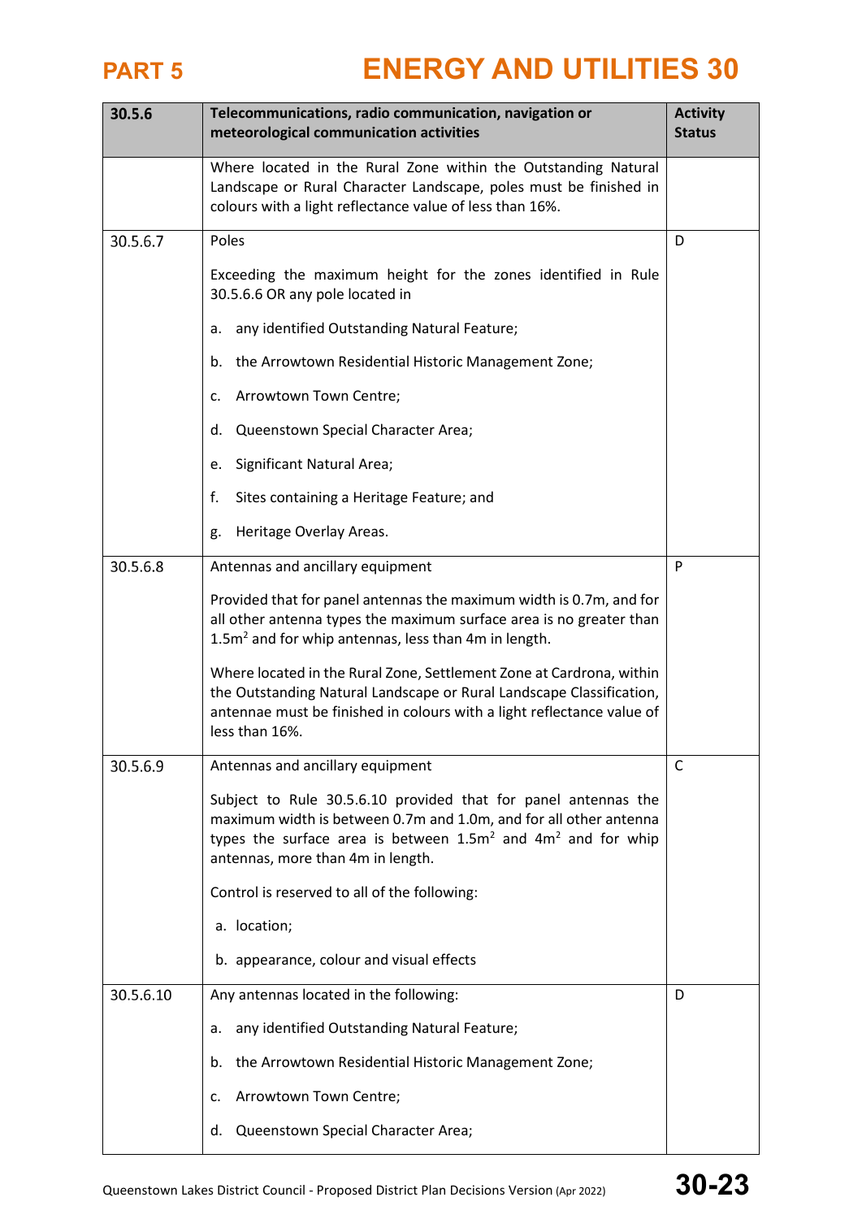| 30.5.6 | Telecommunications, radio communication, navigation or meteorological communication activities | Activity Status |
|---|---|---|
| | Where located in the Rural Zone within the Outstanding Natural Landscape or Rural Character Landscape, poles must be finished in colours with a light reflectance value of less than 16%. | |
| 30.5.6.7 | Poles<br><br>Exceeding the maximum height for the zones identified in Rule 30.5.6.6 OR any pole located in<br><br>a. any identified Outstanding Natural Feature;<br><br>b. the Arrowtown Residential Historic Management Zone;<br><br>c. Arrowtown Town Centre;<br><br>d. Queenstown Special Character Area;<br><br>e. Significant Natural Area;<br><br>f. Sites containing a Heritage Feature; and<br><br>g. Heritage Overlay Areas. | D |
| 30.5.6.8 | Antennas and ancillary equipment<br><br>Provided that for panel antennas the maximum width is 0.7m, and for all other antenna types the maximum surface area is no greater than $1.5m^2$ and for whip antennas, less than 4m in length.<br><br>Where located in the Rural Zone, Settlement Zone at Cardrona, within the Outstanding Natural Landscape or Rural Landscape Classification, antennae must be finished in colours with a light reflectance value of less than 16%. | P |
| 30.5.6.9 | Antennas and ancillary equipment<br><br>Subject to Rule 30.5.6.10 provided that for panel antennas the maximum width is between 0.7m and 1.0m, and for all other antenna types the surface area is between $1.5m^2$ and $4m^2$ and for whip antennas, more than 4m in length.<br><br>Control is reserved to all of the following:<br><br>a. location;<br><br>b. appearance, colour and visual effects | C |
| 30.5.6.10 | Any antennas located in the following:<br><br>a. any identified Outstanding Natural Feature;<br><br>b. the Arrowtown Residential Historic Management Zone;<br><br>c. Arrowtown Town Centre;<br><br>d. Queenstown Special Character Area; | D |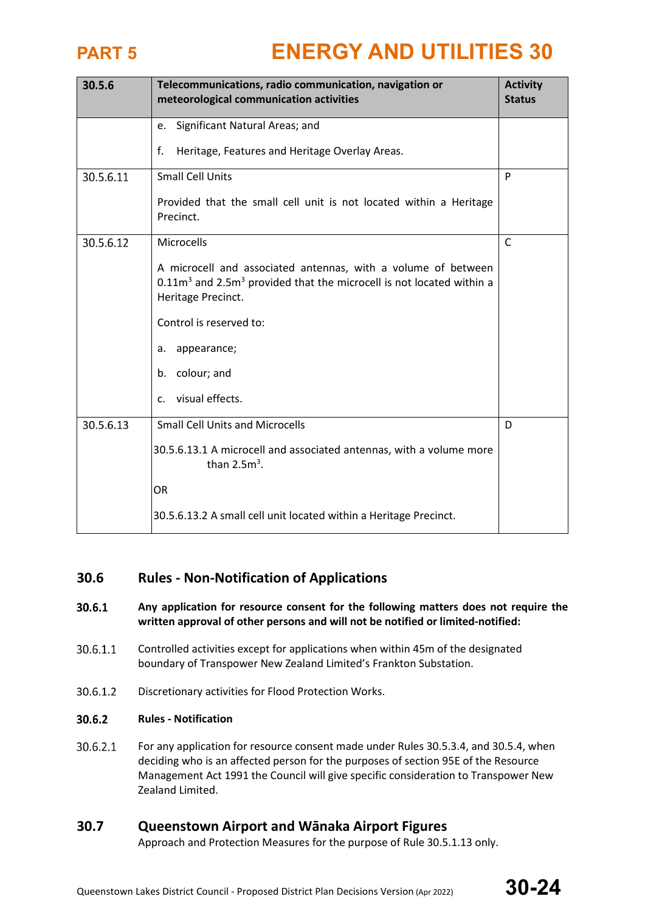| 30.5.6 | Telecommunications, radio communication, navigation or meteorological communication activities | Activity Status |
|---|---|---|
| | e. Significant Natural Areas; and<br><br>f. Heritage, Features and Heritage Overlay Areas. | |
| 30.5.6.11 | Small Cell Units<br><br>Provided that the small cell unit is not located within a Heritage Precinct. | P |
| 30.5.6.12 | Microcells<br><br>A microcell and associated antennas, with a volume of between $0.11m^3$ and $2.5m^3$ provided that the microcell is not located within a Heritage Precinct.<br><br>Control is reserved to:<br><br>a. appearance;<br><br>b. colour; and<br><br>c. visual effects. | C |
| 30.5.6.13 | Small Cell Units and Microcells<br><br>30.5.6.13.1 A microcell and associated antennas, with a volume more than $2.5m^3$.<br><br>OR<br><br>30.5.6.13.2 A small cell unit located within a Heritage Precinct. | D |

## 30.6 Rules - Non-Notification of Applications

**30.6.1 Any application for resource consent for the following matters does not require the written approval of other persons and will not be notified or limited-notified:**

30.6.1.1 Controlled activities except for applications when within 45m of the designated boundary of Transpower New Zealand Limited's Frankton Substation.

30.6.1.2 Discretionary activities for Flood Protection Works.

**30.6.2 Rules - Notification**

30.6.2.1 For any application for resource consent made under Rules 30.5.3.4, and 30.5.4, when deciding who is an affected person for the purposes of section 95E of the Resource Management Act 1991 the Council will give specific consideration to Transpower New Zealand Limited.

## 30.7 Queenstown Airport and Wānaka Airport Figures

Approach and Protection Measures for the purpose of Rule 30.5.1.13 only.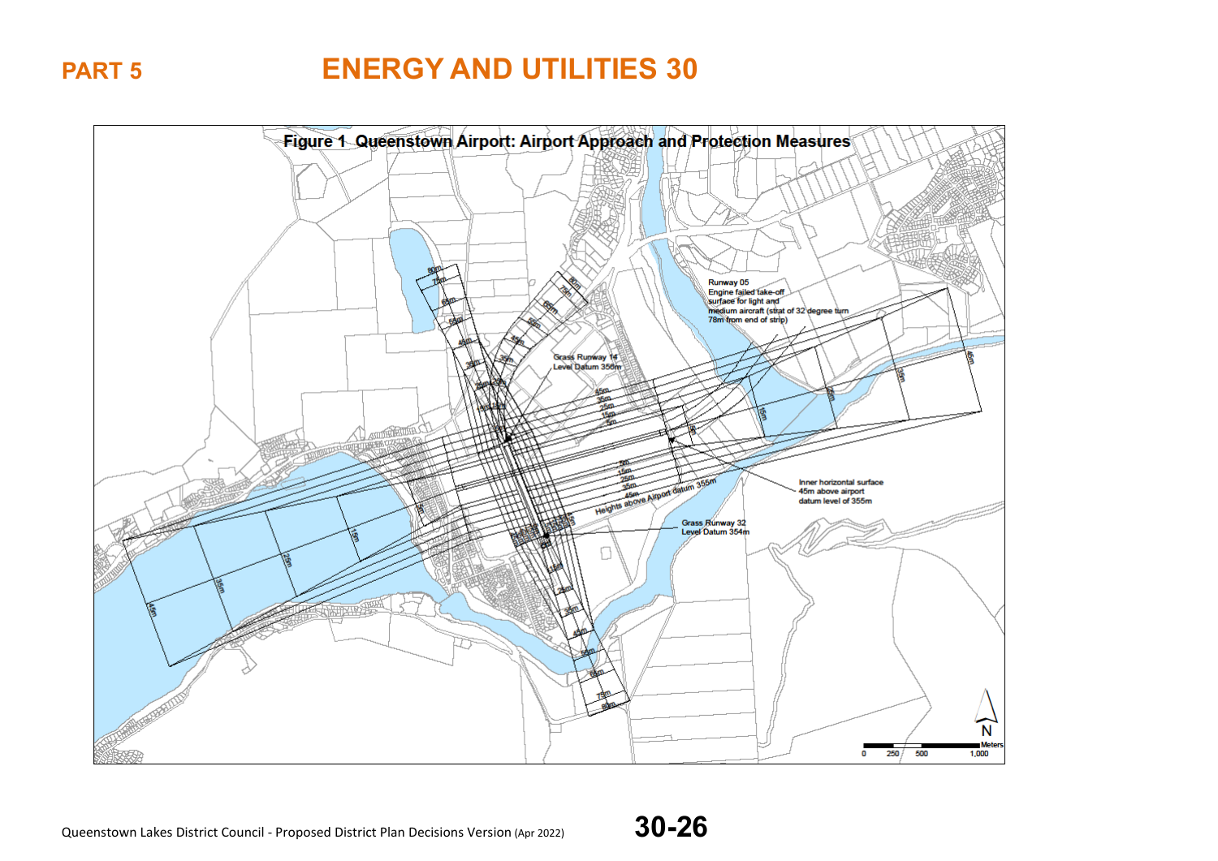# PART 5 ENERGY AND UTILITIES 30

**Figure 1 Queenstown Airport: Airport Approach and Protection Measures**

Runway 05
Engine failed take-off surface for light and medium aircraft (strat of 32 degree turn 78m from end of strip)

Grass Runway 14
Level Datum 356m

Inner horizontal surface
45m above airport datum level of 355m

Heights above Airport datum 355m

Grass Runway 32
Level Datum 354m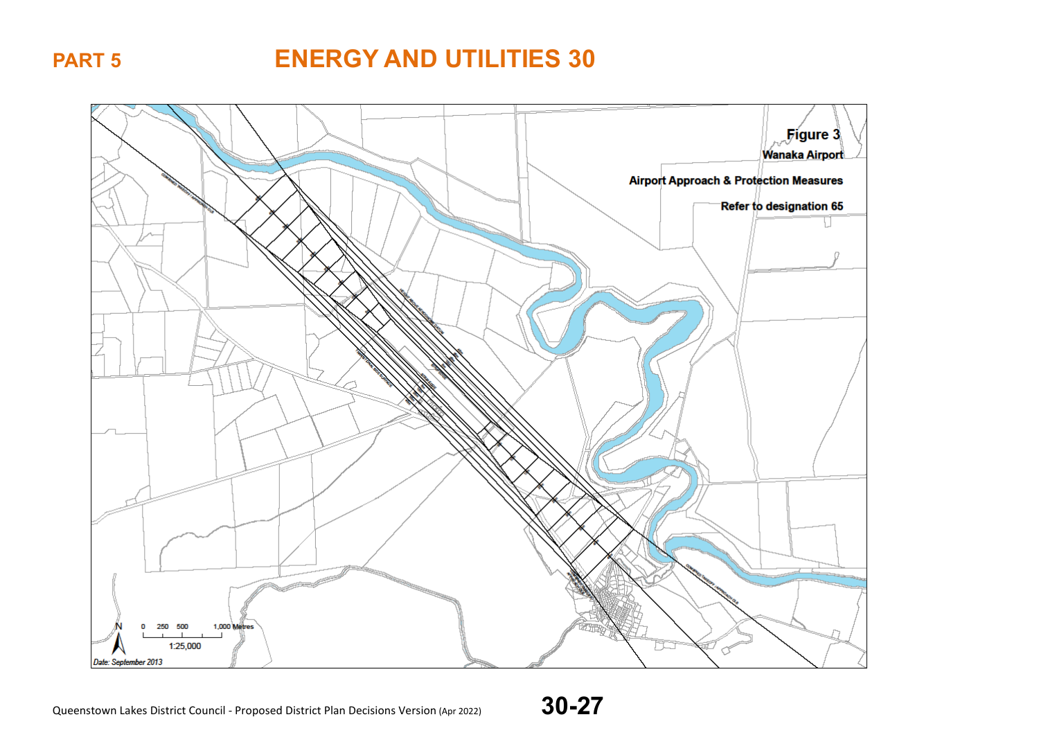# PART 5 ENERGY AND UTILITIES 30

**Figure 3**

**Wanaka Airport**

**Airport Approach & Protection Measures**

**Refer to designation 65**

0 250 500 1,000 Metres

1:25,000

*Date: September 2013*